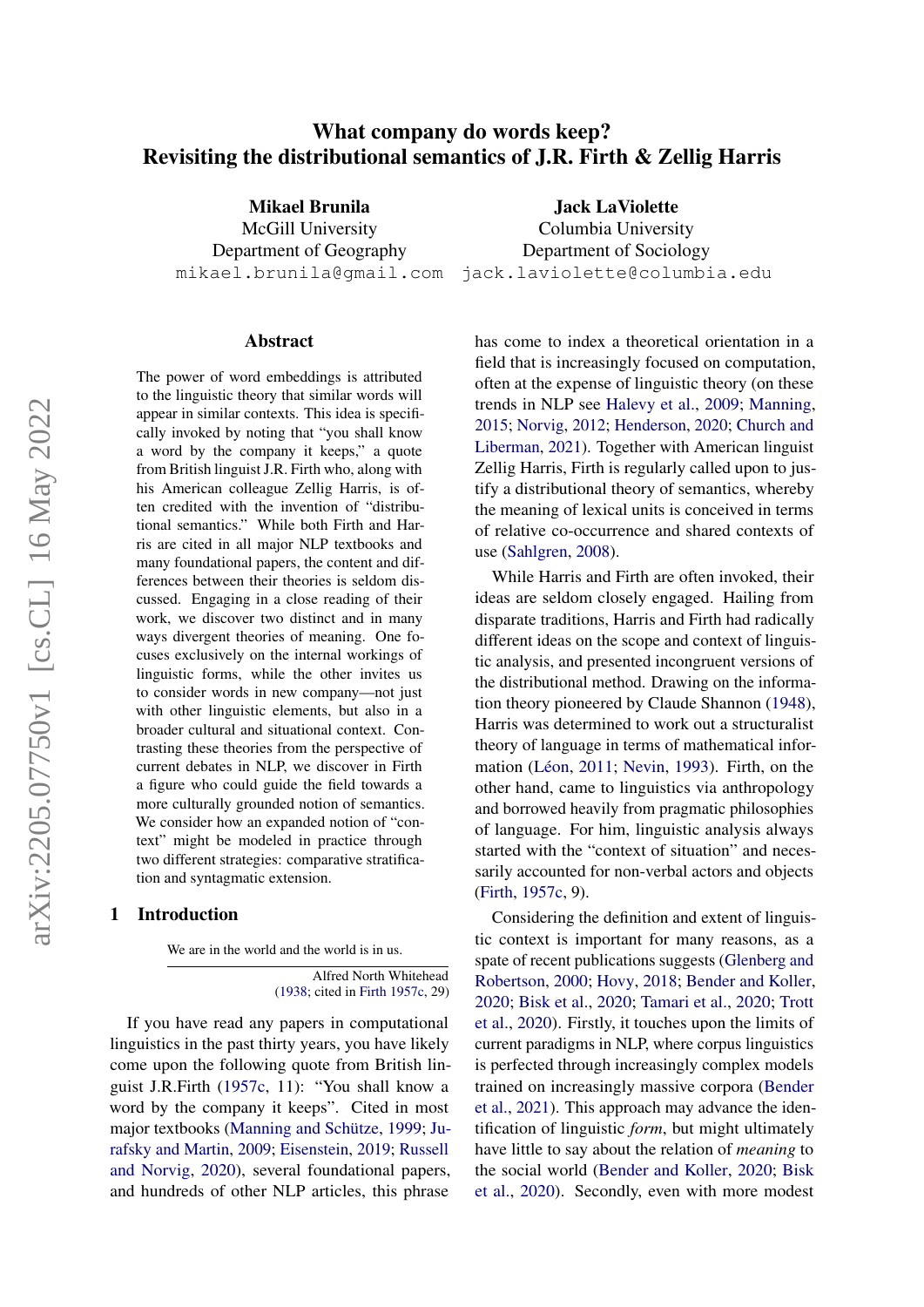# What company do words keep? Revisiting the distributional semantics of J.R. Firth & Zellig Harris

**Mikael Brunila**
McGill University
Department of Geography
mikael.brunila@gmail.com

**Jack LaViolette**
Columbia University
Department of Sociology
jack.laviolette@columbia.edu

## Abstract

The power of word embeddings is attributed to the linguistic theory that similar words will appear in similar contexts. This idea is specifically invoked by noting that "you shall know a word by the company it keeps," a quote from British linguist J.R. Firth who, along with his American colleague Zellig Harris, is often credited with the invention of "distributional semantics." While both Firth and Harris are cited in all major NLP textbooks and many foundational papers, the content and differences between their theories is seldom discussed. Engaging in a close reading of their work, we discover two distinct and in many ways divergent theories of meaning. One focuses exclusively on the internal workings of linguistic forms, while the other invites us to consider words in new company—not just with other linguistic elements, but also in a broader cultural and situational context. Contrasting these theories from the perspective of current debates in NLP, we discover in Firth a figure who could guide the field towards a more culturally grounded notion of semantics. We consider how an expanded notion of "context" might be modeled in practice through two different strategies: comparative stratification and syntagmatic extension.

## 1 Introduction

> We are in the world and the world is in us.
>
> Alfred North Whitehead (1938; cited in Firth 1957c, 29)

If you have read any papers in computational linguistics in the past thirty years, you have likely come upon the following quote from British linguist J.R.Firth (1957c, 11): "You shall know a word by the company it keeps". Cited in most major textbooks (Manning and Schütze, 1999; Jurafsky and Martin, 2009; Eisenstein, 2019; Russell and Norvig, 2020), several foundational papers, and hundreds of other NLP articles, this phrase has come to index a theoretical orientation in a field that is increasingly focused on computation, often at the expense of linguistic theory (on these trends in NLP see Halevy et al., 2009; Manning, 2015; Norvig, 2012; Henderson, 2020; Church and Liberman, 2021). Together with American linguist Zellig Harris, Firth is regularly called upon to justify a distributional theory of semantics, whereby the meaning of lexical units is conceived in terms of relative co-occurrence and shared contexts of use (Sahlgren, 2008).

While Harris and Firth are often invoked, their ideas are seldom closely engaged. Hailing from disparate traditions, Harris and Firth had radically different ideas on the scope and context of linguistic analysis, and presented incongruent versions of the distributional method. Drawing on the information theory pioneered by Claude Shannon (1948), Harris was determined to work out a structuralist theory of language in terms of mathematical information (Léon, 2011; Nevin, 1993). Firth, on the other hand, came to linguistics via anthropology and borrowed heavily from pragmatic philosophies of language. For him, linguistic analysis always started with the "context of situation" and necessarily accounted for non-verbal actors and objects (Firth, 1957c, 9).

Considering the definition and extent of linguistic context is important for many reasons, as a spate of recent publications suggests (Glenberg and Robertson, 2000; Hovy, 2018; Bender and Koller, 2020; Bisk et al., 2020; Tamari et al., 2020; Trott et al., 2020). Firstly, it touches upon the limits of current paradigms in NLP, where corpus linguistics is perfected through increasingly complex models trained on increasingly massive corpora (Bender et al., 2021). This approach may advance the identification of linguistic *form*, but might ultimately have little to say about the relation of *meaning* to the social world (Bender and Koller, 2020; Bisk et al., 2020). Secondly, even with more modest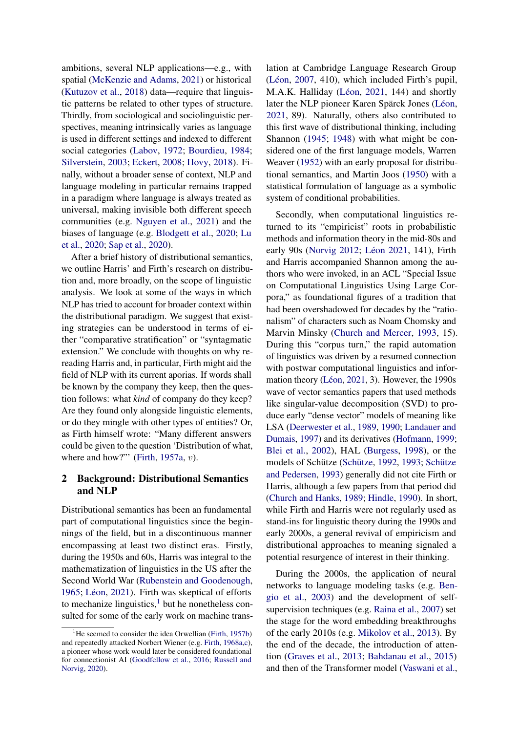ambitions, several NLP applications—e.g., with spatial (McKenzie and Adams, 2021) or historical (Kutuzov et al., 2018) data—require that linguistic patterns be related to other types of structure. Thirdly, from sociological and sociolinguistic perspectives, meaning intrinsically varies as language is used in different settings and indexed to different social categories (Labov, 1972; Bourdieu, 1984; Silverstein, 2003; Eckert, 2008; Hovy, 2018). Finally, without a broader sense of context, NLP and language modeling in particular remains trapped in a paradigm where language is always treated as universal, making invisible both different speech communities (e.g. Nguyen et al., 2021) and the biases of language (e.g. Blodgett et al., 2020; Lu et al., 2020; Sap et al., 2020).

After a brief history of distributional semantics, we outline Harris' and Firth's research on distribution and, more broadly, on the scope of linguistic analysis. We look at some of the ways in which NLP has tried to account for broader context within the distributional paradigm. We suggest that existing strategies can be understood in terms of either "comparative stratification" or "syntagmatic extension." We conclude with thoughts on why rereading Harris and, in particular, Firth might aid the field of NLP with its current aporias. If words shall be known by the company they keep, then the question follows: what *kind* of company do they keep? Are they found only alongside linguistic elements, or do they mingle with other types of entities? Or, as Firth himself wrote: "Many different answers could be given to the question 'Distribution of what, where and how?"' (Firth, 1957a, *v*).

## 2 Background: Distributional Semantics and NLP

Distributional semantics has been an fundamental part of computational linguistics since the beginnings of the field, but in a discontinuous manner encompassing at least two distinct eras. Firstly, during the 1950s and 60s, Harris was integral to the mathematization of linguistics in the US after the Second World War (Rubenstein and Goodenough, 1965; Léon, 2021). Firth was skeptical of efforts to mechanize linguistics,[1] but he nonetheless consulted for some of the early work on machine translation at Cambridge Language Research Group (Léon, 2007, 410), which included Firth's pupil, M.A.K. Halliday (Léon, 2021, 144) and shortly later the NLP pioneer Karen Spärck Jones (Léon, 2021, 89). Naturally, others also contributed to this first wave of distributional thinking, including Shannon (1945; 1948) with what might be considered one of the first language models, Warren Weaver (1952) with an early proposal for distributional semantics, and Martin Joos (1950) with a statistical formulation of language as a symbolic system of conditional probabilities.

Secondly, when computational linguistics returned to its "empiricist" roots in probabilistic methods and information theory in the mid-80s and early 90s (Norvig 2012; Léon 2021, 141), Firth and Harris accompanied Shannon among the authors who were invoked, in an ACL "Special Issue on Computational Linguistics Using Large Corpora," as foundational figures of a tradition that had been overshadowed for decades by the "rationalism" of characters such as Noam Chomsky and Marvin Minsky (Church and Mercer, 1993, 15). During this "corpus turn," the rapid automation of linguistics was driven by a resumed connection with postwar computational linguistics and information theory (Léon, 2021, 3). However, the 1990s wave of vector semantics papers that used methods like singular-value decomposition (SVD) to produce early "dense vector" models of meaning like LSA (Deerwester et al., 1989, 1990; Landauer and Dumais, 1997) and its derivatives (Hofmann, 1999; Blei et al., 2002), HAL (Burgess, 1998), or the models of Schütze (Schütze, 1992, 1993; Schütze and Pedersen, 1993) generally did not cite Firth or Harris, although a few papers from that period did (Church and Hanks, 1989; Hindle, 1990). In short, while Firth and Harris were not regularly used as stand-ins for linguistic theory during the 1990s and early 2000s, a general revival of empiricism and distributional approaches to meaning signaled a potential resurgence of interest in their thinking.

During the 2000s, the application of neural networks to language modeling tasks (e.g. Bengio et al., 2003) and the development of self-supervision techniques (e.g. Raina et al., 2007) set the stage for the word embedding breakthroughs of the early 2010s (e.g. Mikolov et al., 2013). By the end of the decade, the introduction of attention (Graves et al., 2013; Bahdanau et al., 2015) and then of the Transformer model (Vaswani et al.,

[1] He seemed to consider the idea Orwellian (Firth, 1957b) and repeatedly attacked Norbert Wiener (e.g. Firth, 1968a,c), a pioneer whose work would later be considered foundational for connectionist AI (Goodfellow et al., 2016; Russell and Norvig, 2020).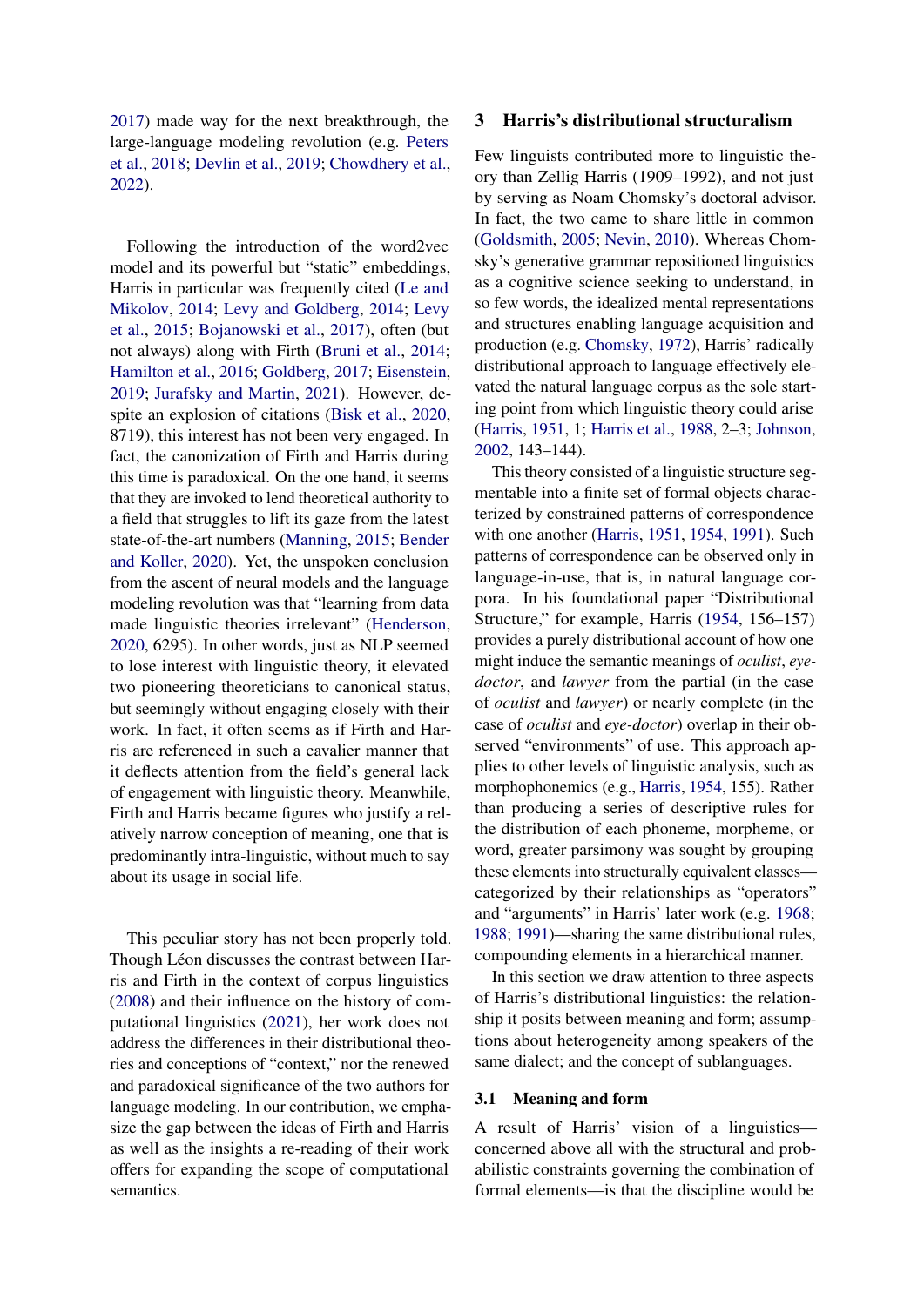2017) made way for the next breakthrough, the large-language modeling revolution (e.g. Peters et al., 2018; Devlin et al., 2019; Chowdhery et al., 2022).

Following the introduction of the word2vec model and its powerful but "static" embeddings, Harris in particular was frequently cited (Le and Mikolov, 2014; Levy and Goldberg, 2014; Levy et al., 2015; Bojanowski et al., 2017), often (but not always) along with Firth (Bruni et al., 2014; Hamilton et al., 2016; Goldberg, 2017; Eisenstein, 2019; Jurafsky and Martin, 2021). However, despite an explosion of citations (Bisk et al., 2020, 8719), this interest has not been very engaged. In fact, the canonization of Firth and Harris during this time is paradoxical. On the one hand, it seems that they are invoked to lend theoretical authority to a field that struggles to lift its gaze from the latest state-of-the-art numbers (Manning, 2015; Bender and Koller, 2020). Yet, the unspoken conclusion from the ascent of neural models and the language modeling revolution was that "learning from data made linguistic theories irrelevant" (Henderson, 2020, 6295). In other words, just as NLP seemed to lose interest with linguistic theory, it elevated two pioneering theoreticians to canonical status, but seemingly without engaging closely with their work. In fact, it often seems as if Firth and Harris are referenced in such a cavalier manner that it deflects attention from the field's general lack of engagement with linguistic theory. Meanwhile, Firth and Harris became figures who justify a relatively narrow conception of meaning, one that is predominantly intra-linguistic, without much to say about its usage in social life.

This peculiar story has not been properly told. Though Léon discusses the contrast between Harris and Firth in the context of corpus linguistics (2008) and their influence on the history of computational linguistics (2021), her work does not address the differences in their distributional theories and conceptions of "context," nor the renewed and paradoxical significance of the two authors for language modeling. In our contribution, we emphasize the gap between the ideas of Firth and Harris as well as the insights a re-reading of their work offers for expanding the scope of computational semantics.

## 3 Harris's distributional structuralism

Few linguists contributed more to linguistic theory than Zellig Harris (1909–1992), and not just by serving as Noam Chomsky's doctoral advisor. In fact, the two came to share little in common (Goldsmith, 2005; Nevin, 2010). Whereas Chomsky's generative grammar repositioned linguistics as a cognitive science seeking to understand, in so few words, the idealized mental representations and structures enabling language acquisition and production (e.g. Chomsky, 1972), Harris' radically distributional approach to language effectively elevated the natural language corpus as the sole starting point from which linguistic theory could arise (Harris, 1951, 1; Harris et al., 1988, 2–3; Johnson, 2002, 143–144).

This theory consisted of a linguistic structure segmentable into a finite set of formal objects characterized by constrained patterns of correspondence with one another (Harris, 1951, 1954, 1991). Such patterns of correspondence can be observed only in language-in-use, that is, in natural language corpora. In his foundational paper "Distributional Structure," for example, Harris (1954, 156–157) provides a purely distributional account of how one might induce the semantic meanings of *oculist*, *eye-doctor*, and *lawyer* from the partial (in the case of *oculist* and *lawyer*) or nearly complete (in the case of *oculist* and *eye-doctor*) overlap in their observed "environments" of use. This approach applies to other levels of linguistic analysis, such as morphophonemics (e.g., Harris, 1954, 155). Rather than producing a series of descriptive rules for the distribution of each phoneme, morpheme, or word, greater parsimony was sought by grouping these elements into structurally equivalent classes—categorized by their relationships as "operators" and "arguments" in Harris' later work (e.g. 1968; 1988; 1991)—sharing the same distributional rules, compounding elements in a hierarchical manner.

In this section we draw attention to three aspects of Harris's distributional linguistics: the relationship it posits between meaning and form; assumptions about heterogeneity among speakers of the same dialect; and the concept of sublanguages.

### 3.1 Meaning and form

A result of Harris' vision of a linguistics—concerned above all with the structural and probabilistic constraints governing the combination of formal elements—is that the discipline would be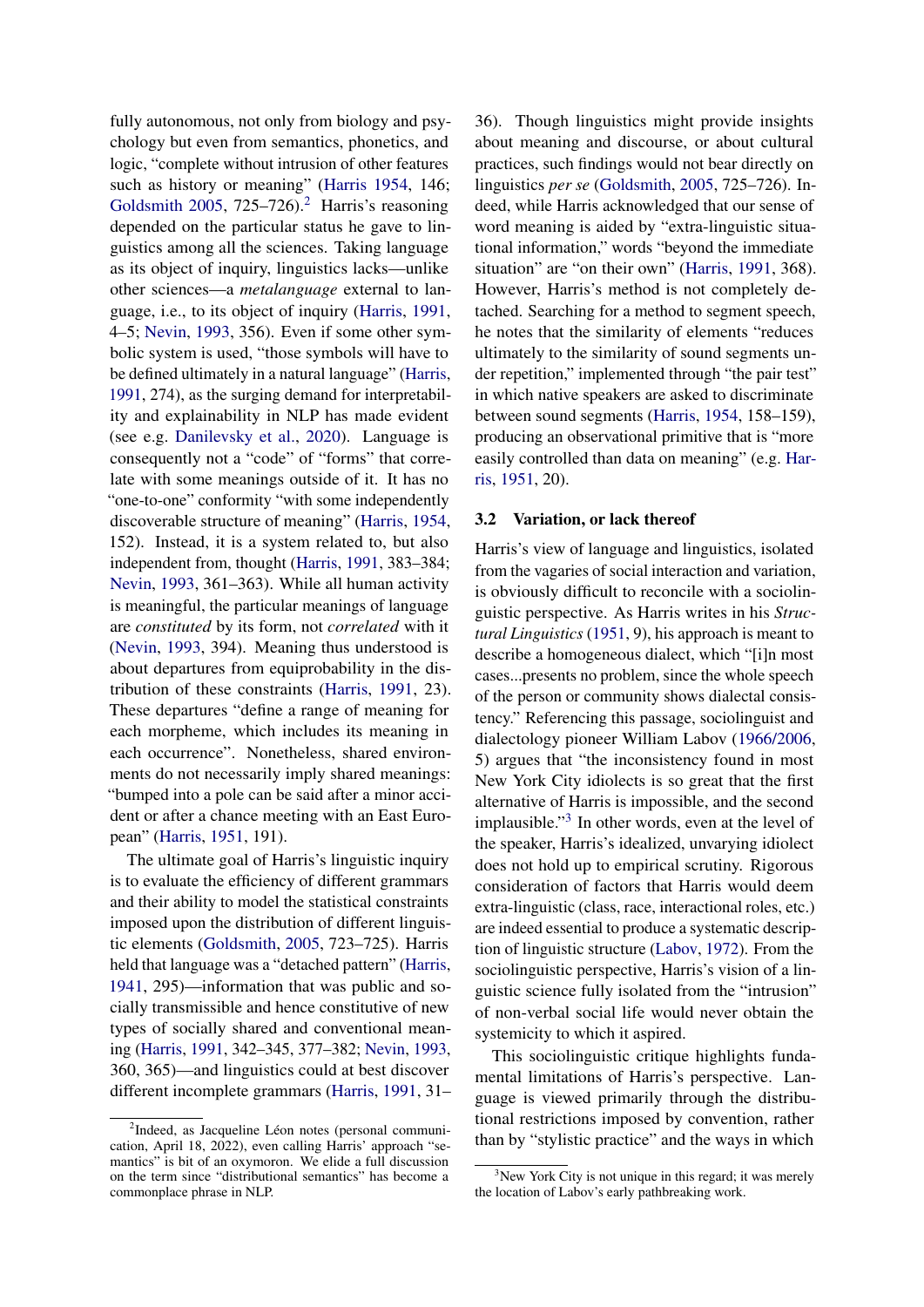fully autonomous, not only from biology and psychology but even from semantics, phonetics, and logic, "complete without intrusion of other features such as history or meaning" (Harris 1954, 146; Goldsmith 2005, 725–726).[2] Harris's reasoning depended on the particular status he gave to linguistics among all the sciences. Taking language as its object of inquiry, linguistics lacks—unlike other sciences—a *metalanguage* external to language, i.e., to its object of inquiry (Harris, 1991, 4–5; Nevin, 1993, 356). Even if some other symbolic system is used, "those symbols will have to be defined ultimately in a natural language" (Harris, 1991, 274), as the surging demand for interpretability and explainability in NLP has made evident (see e.g. Danilevsky et al., 2020). Language is consequently not a "code" of "forms" that correlate with some meanings outside of it. It has no "one-to-one" conformity "with some independently discoverable structure of meaning" (Harris, 1954, 152). Instead, it is a system related to, but also independent from, thought (Harris, 1991, 383–384; Nevin, 1993, 361–363). While all human activity is meaningful, the particular meanings of language are *constituted* by its form, not *correlated* with it (Nevin, 1993, 394). Meaning thus understood is about departures from equiprobability in the distribution of these constraints (Harris, 1991, 23). These departures "define a range of meaning for each morpheme, which includes its meaning in each occurrence". Nonetheless, shared environments do not necessarily imply shared meanings: "bumped into a pole can be said after a minor accident or after a chance meeting with an East European" (Harris, 1951, 191).

The ultimate goal of Harris's linguistic inquiry is to evaluate the efficiency of different grammars and their ability to model the statistical constraints imposed upon the distribution of different linguistic elements (Goldsmith, 2005, 723–725). Harris held that language was a "detached pattern" (Harris, 1941, 295)—information that was public and socially transmissible and hence constitutive of new types of socially shared and conventional meaning (Harris, 1991, 342–345, 377–382; Nevin, 1993, 360, 365)—and linguistics could at best discover different incomplete grammars (Harris, 1991, 31–36). Though linguistics might provide insights about meaning and discourse, or about cultural practices, such findings would not bear directly on linguistics *per se* (Goldsmith, 2005, 725–726). Indeed, while Harris acknowledged that our sense of word meaning is aided by "extra-linguistic situational information," words "beyond the immediate situation" are "on their own" (Harris, 1991, 368). However, Harris's method is not completely detached. Searching for a method to segment speech, he notes that the similarity of elements "reduces ultimately to the similarity of sound segments under repetition," implemented through "the pair test" in which native speakers are asked to discriminate between sound segments (Harris, 1954, 158–159), producing an observational primitive that is "more easily controlled than data on meaning" (e.g. Harris, 1951, 20).

### 3.2 Variation, or lack thereof

Harris's view of language and linguistics, isolated from the vagaries of social interaction and variation, is obviously difficult to reconcile with a sociolinguistic perspective. As Harris writes in his *Structural Linguistics* (1951, 9), his approach is meant to describe a homogeneous dialect, which "[i]n most cases...presents no problem, since the whole speech of the person or community shows dialectal consistency." Referencing this passage, sociolinguist and dialectology pioneer William Labov (1966/2006, 5) argues that "the inconsistency found in most New York City idiolects is so great that the first alternative of Harris is impossible, and the second implausible."[3] In other words, even at the level of the speaker, Harris's idealized, unvarying idiolect does not hold up to empirical scrutiny. Rigorous consideration of factors that Harris would deem extra-linguistic (class, race, interactional roles, etc.) are indeed essential to produce a systematic description of linguistic structure (Labov, 1972). From the sociolinguistic perspective, Harris's vision of a linguistic science fully isolated from the "intrusion" of non-verbal social life would never obtain the systemicity to which it aspired.

This sociolinguistic critique highlights fundamental limitations of Harris's perspective. Language is viewed primarily through the distributional restrictions imposed by convention, rather than by "stylistic practice" and the ways in which

[2] Indeed, as Jacqueline Léon notes (personal communication, April 18, 2022), even calling Harris' approach "semantics" is bit of an oxymoron. We elide a full discussion on the term since "distributional semantics" has become a commonplace phrase in NLP.

[3] New York City is not unique in this regard; it was merely the location of Labov's early pathbreaking work.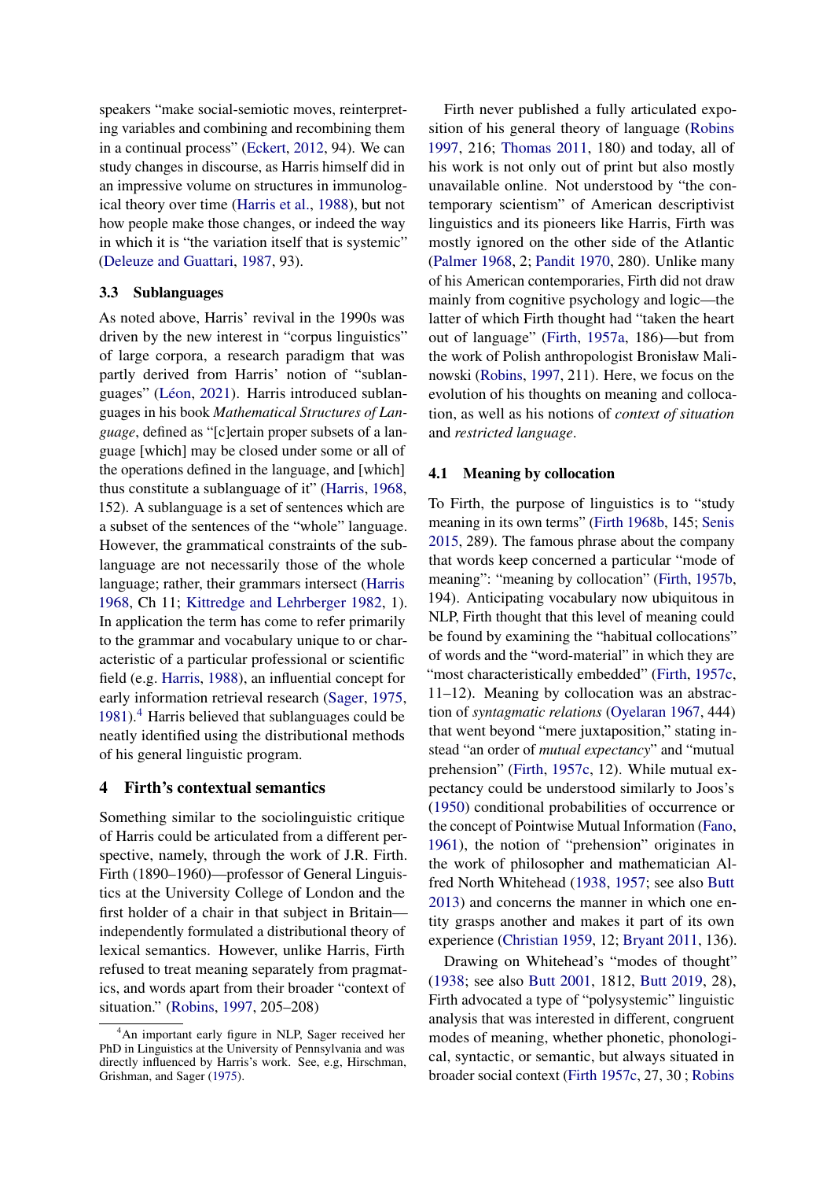speakers "make social-semiotic moves, reinterpreting variables and combining and recombining them in a continual process" (Eckert, 2012, 94). We can study changes in discourse, as Harris himself did in an impressive volume on structures in immunological theory over time (Harris et al., 1988), but not how people make those changes, or indeed the way in which it is "the variation itself that is systemic" (Deleuze and Guattari, 1987, 93).

### 3.3 Sublanguages

As noted above, Harris' revival in the 1990s was driven by the new interest in "corpus linguistics" of large corpora, a research paradigm that was partly derived from Harris' notion of "sublanguages" (Léon, 2021). Harris introduced sublanguages in his book *Mathematical Structures of Language*, defined as "[c]ertain proper subsets of a language [which] may be closed under some or all of the operations defined in the language, and [which] thus constitute a sublanguage of it" (Harris, 1968, 152). A sublanguage is a set of sentences which are a subset of the sentences of the "whole" language. However, the grammatical constraints of the sublanguage are not necessarily those of the whole language; rather, their grammars intersect (Harris 1968, Ch 11; Kittredge and Lehrberger 1982, 1). In application the term has come to refer primarily to the grammar and vocabulary unique to or characteristic of a particular professional or scientific field (e.g. Harris, 1988), an influential concept for early information retrieval research (Sager, 1975, 1981).[4] Harris believed that sublanguages could be neatly identified using the distributional methods of his general linguistic program.

## 4 Firth's contextual semantics

Something similar to the sociolinguistic critique of Harris could be articulated from a different perspective, namely, through the work of J.R. Firth. Firth (1890–1960)—professor of General Linguistics at the University College of London and the first holder of a chair in that subject in Britain—independently formulated a distributional theory of lexical semantics. However, unlike Harris, Firth refused to treat meaning separately from pragmatics, and words apart from their broader "context of situation." (Robins, 1997, 205–208)

Firth never published a fully articulated exposition of his general theory of language (Robins 1997, 216; Thomas 2011, 180) and today, all of his work is not only out of print but also mostly unavailable online. Not understood by "the contemporary scientism" of American descriptivist linguistics and its pioneers like Harris, Firth was mostly ignored on the other side of the Atlantic (Palmer 1968, 2; Pandit 1970, 280). Unlike many of his American contemporaries, Firth did not draw mainly from cognitive psychology and logic—the latter of which Firth thought had "taken the heart out of language" (Firth, 1957a, 186)—but from the work of Polish anthropologist Bronisław Malinowski (Robins, 1997, 211). Here, we focus on the evolution of his thoughts on meaning and collocation, as well as his notions of *context of situation* and *restricted language*.

### 4.1 Meaning by collocation

To Firth, the purpose of linguistics is to "study meaning in its own terms" (Firth 1968b, 145; Senis 2015, 289). The famous phrase about the company that words keep concerned a particular "mode of meaning": "meaning by collocation" (Firth, 1957b, 194). Anticipating vocabulary now ubiquitous in NLP, Firth thought that this level of meaning could be found by examining the "habitual collocations" of words and the "word-material" in which they are "most characteristically embedded" (Firth, 1957c, 11–12). Meaning by collocation was an abstraction of *syntagmatic relations* (Oyelaran 1967, 444) that went beyond "mere juxtaposition," stating instead "an order of *mutual expectancy*" and "mutual prehension" (Firth, 1957c, 12). While mutual expectancy could be understood similarly to Joos's (1950) conditional probabilities of occurrence or the concept of Pointwise Mutual Information (Fano, 1961), the notion of "prehension" originates in the work of philosopher and mathematician Alfred North Whitehead (1938, 1957; see also Butt 2013) and concerns the manner in which one entity grasps another and makes it part of its own experience (Christian 1959, 12; Bryant 2011, 136).

Drawing on Whitehead's "modes of thought" (1938; see also Butt 2001, 1812, Butt 2019, 28), Firth advocated a type of "polysystemic" linguistic analysis that was interested in different, congruent modes of meaning, whether phonetic, phonological, syntactic, or semantic, but always situated in broader social context (Firth 1957c, 27, 30 ; Robins

[4] An important early figure in NLP, Sager received her PhD in Linguistics at the University of Pennsylvania and was directly influenced by Harris's work. See, e.g, Hirschman, Grishman, and Sager (1975).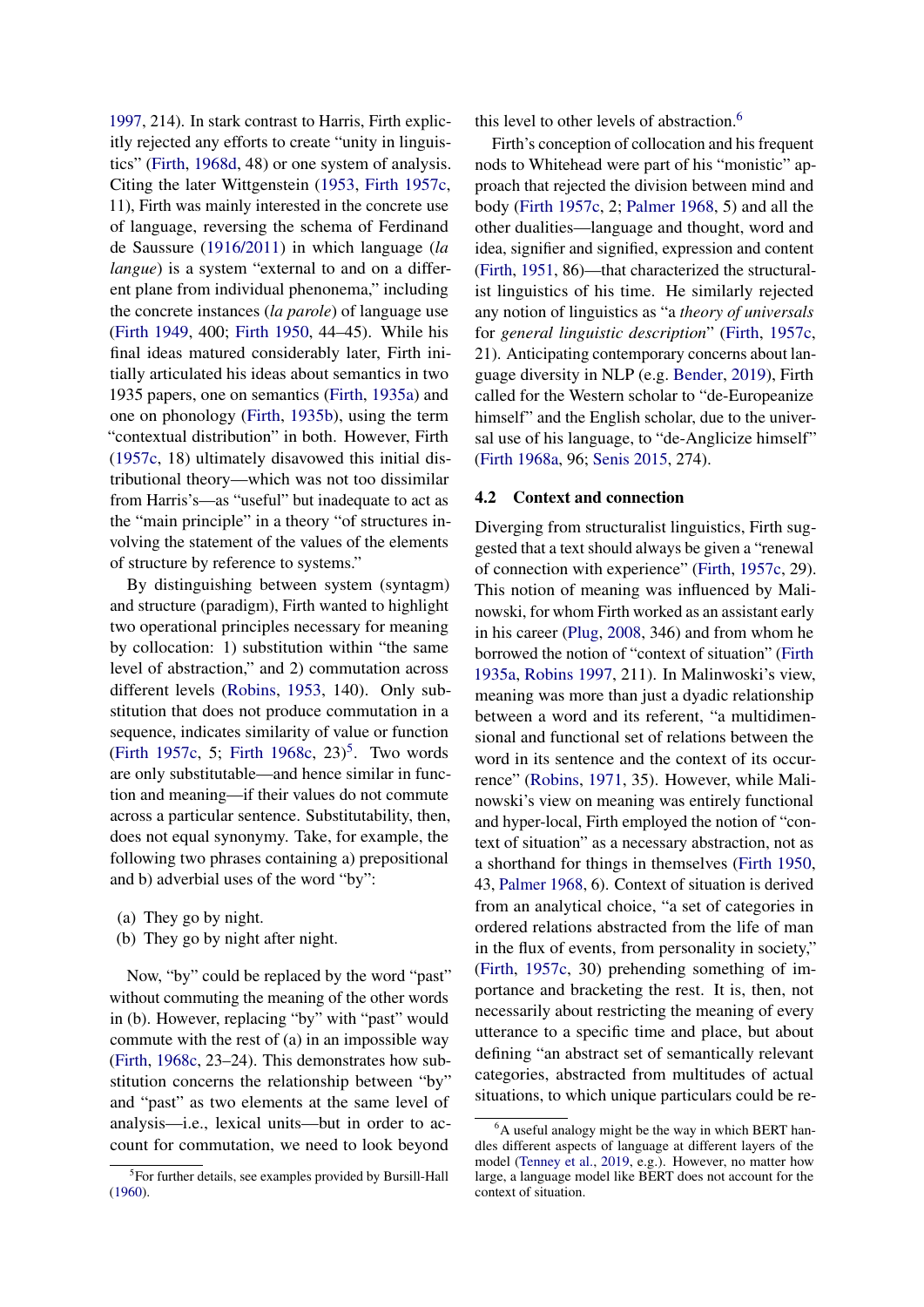1997, 214). In stark contrast to Harris, Firth explicitly rejected any efforts to create "unity in linguistics" (Firth, 1968d, 48) or one system of analysis. Citing the later Wittgenstein (1953, Firth 1957c, 11), Firth was mainly interested in the concrete use of language, reversing the schema of Ferdinand de Saussure (1916/2011) in which language (*la langue*) is a system "external to and on a different plane from individual phenonema," including the concrete instances (*la parole*) of language use (Firth 1949, 400; Firth 1950, 44–45). While his final ideas matured considerably later, Firth initially articulated his ideas about semantics in two 1935 papers, one on semantics (Firth, 1935a) and one on phonology (Firth, 1935b), using the term "contextual distribution" in both. However, Firth (1957c, 18) ultimately disavowed this initial distributional theory—which was not too dissimilar from Harris's—as "useful" but inadequate to act as the "main principle" in a theory "of structures involving the statement of the values of the elements of structure by reference to systems."

By distinguishing between system (syntagm) and structure (paradigm), Firth wanted to highlight two operational principles necessary for meaning by collocation: 1) substitution within "the same level of abstraction," and 2) commutation across different levels (Robins, 1953, 140). Only substitution that does not produce commutation in a sequence, indicates similarity of value or function (Firth 1957c, 5; Firth 1968c, 23)[5]. Two words are only substitutable—and hence similar in function and meaning—if their values do not commute across a particular sentence. Substitutability, then, does not equal synonymy. Take, for example, the following two phrases containing a) prepositional and b) adverbial uses of the word "by":

(a) They go by night.
(b) They go by night after night.

Now, "by" could be replaced by the word "past" without commuting the meaning of the other words in (b). However, replacing "by" with "past" would commute with the rest of (a) in an impossible way (Firth, 1968c, 23–24). This demonstrates how substitution concerns the relationship between "by" and "past" as two elements at the same level of analysis—i.e., lexical units—but in order to account for commutation, we need to look beyond this level to other levels of abstraction.[6]

Firth's conception of collocation and his frequent nods to Whitehead were part of his "monistic" approach that rejected the division between mind and body (Firth 1957c, 2; Palmer 1968, 5) and all the other dualities—language and thought, word and idea, signifier and signified, expression and content (Firth, 1951, 86)—that characterized the structuralist linguistics of his time. He similarly rejected any notion of linguistics as "a *theory of universals* for *general linguistic description*" (Firth, 1957c, 21). Anticipating contemporary concerns about language diversity in NLP (e.g. Bender, 2019), Firth called for the Western scholar to "de-Europeanize himself" and the English scholar, due to the universal use of his language, to "de-Anglicize himself" (Firth 1968a, 96; Senis 2015, 274).

### 4.2 Context and connection

Diverging from structuralist linguistics, Firth suggested that a text should always be given a "renewal of connection with experience" (Firth, 1957c, 29). This notion of meaning was influenced by Malinowski, for whom Firth worked as an assistant early in his career (Plug, 2008, 346) and from whom he borrowed the notion of "context of situation" (Firth 1935a, Robins 1997, 211). In Malinwoski's view, meaning was more than just a dyadic relationship between a word and its referent, "a multidimensional and functional set of relations between the word in its sentence and the context of its occurrence" (Robins, 1971, 35). However, while Malinowski's view on meaning was entirely functional and hyper-local, Firth employed the notion of "context of situation" as a necessary abstraction, not as a shorthand for things in themselves (Firth 1950, 43, Palmer 1968, 6). Context of situation is derived from an analytical choice, "a set of categories in ordered relations abstracted from the life of man in the flux of events, from personality in society," (Firth, 1957c, 30) prehending something of importance and bracketing the rest. It is, then, not necessarily about restricting the meaning of every utterance to a specific time and place, but about defining "an abstract set of semantically relevant categories, abstracted from multitudes of actual situations, to which unique particulars could be re-

[5]For further details, see examples provided by Bursill-Hall (1960).

[6]A useful analogy might be the way in which BERT handles different aspects of language at different layers of the model (Tenney et al., 2019, e.g.). However, no matter how large, a language model like BERT does not account for the context of situation.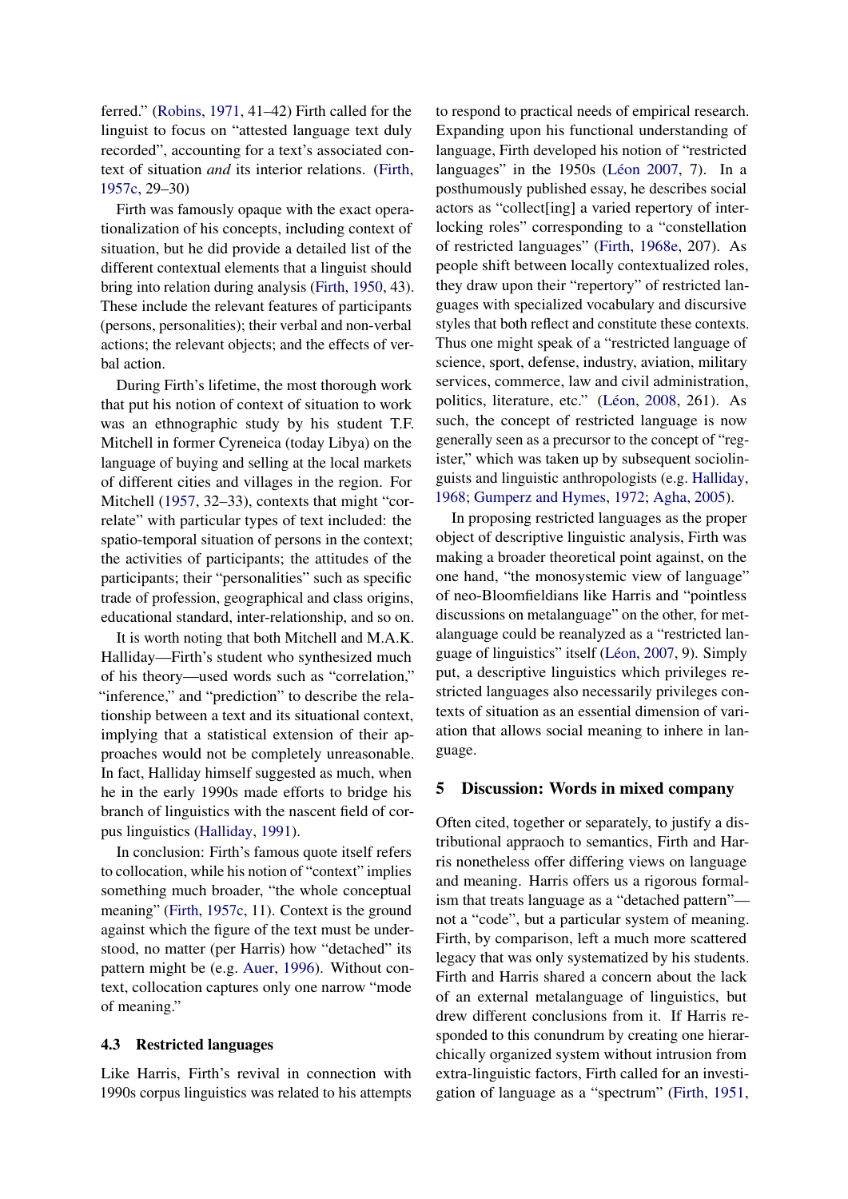ferred." (Robins, 1971, 41–42) Firth called for the linguist to focus on "attested language text duly recorded", accounting for a text's associated context of situation *and* its interior relations. (Firth, 1957c, 29–30)

Firth was famously opaque with the exact operationalization of his concepts, including context of situation, but he did provide a detailed list of the different contextual elements that a linguist should bring into relation during analysis (Firth, 1950, 43). These include the relevant features of participants (persons, personalities); their verbal and non-verbal actions; the relevant objects; and the effects of verbal action.

During Firth's lifetime, the most thorough work that put his notion of context of situation to work was an ethnographic study by his student T.F. Mitchell in former Cyreneica (today Libya) on the language of buying and selling at the local markets of different cities and villages in the region. For Mitchell (1957, 32–33), contexts that might "correlate" with particular types of text included: the spatio-temporal situation of persons in the context; the activities of participants; the attitudes of the participants; their "personalities" such as specific trade of profession, geographical and class origins, educational standard, inter-relationship, and so on.

It is worth noting that both Mitchell and M.A.K. Halliday—Firth's student who synthesized much of his theory—used words such as "correlation," "inference," and "prediction" to describe the relationship between a text and its situational context, implying that a statistical extension of their approaches would not be completely unreasonable. In fact, Halliday himself suggested as much, when he in the early 1990s made efforts to bridge his branch of linguistics with the nascent field of corpus linguistics (Halliday, 1991).

In conclusion: Firth's famous quote itself refers to collocation, while his notion of "context" implies something much broader, "the whole conceptual meaning" (Firth, 1957c, 11). Context is the ground against which the figure of the text must be understood, no matter (per Harris) how "detached" its pattern might be (e.g. Auer, 1996). Without context, collocation captures only one narrow "mode of meaning."

### 4.3 Restricted languages

Like Harris, Firth's revival in connection with 1990s corpus linguistics was related to his attempts to respond to practical needs of empirical research. Expanding upon his functional understanding of language, Firth developed his notion of "restricted languages" in the 1950s (Léon 2007, 7). In a posthumously published essay, he describes social actors as "collect[ing] a varied repertory of interlocking roles" corresponding to a "constellation of restricted languages" (Firth, 1968e, 207). As people shift between locally contextualized roles, they draw upon their "repertory" of restricted languages with specialized vocabulary and discursive styles that both reflect and constitute these contexts. Thus one might speak of a "restricted language of science, sport, defense, industry, aviation, military services, commerce, law and civil administration, politics, literature, etc." (Léon, 2008, 261). As such, the concept of restricted language is now generally seen as a precursor to the concept of "register," which was taken up by subsequent sociolinguists and linguistic anthropologists (e.g. Halliday, 1968; Gumperz and Hymes, 1972; Agha, 2005).

In proposing restricted languages as the proper object of descriptive linguistic analysis, Firth was making a broader theoretical point against, on the one hand, "the monosystemic view of language" of neo-Bloomfieldians like Harris and "pointless discussions on metalanguage" on the other, for metalanguage could be reanalyzed as a "restricted language of linguistics" itself (Léon, 2007, 9). Simply put, a descriptive linguistics which privileges restricted languages also necessarily privileges contexts of situation as an essential dimension of variation that allows social meaning to inhere in language.

## 5 Discussion: Words in mixed company

Often cited, together or separately, to justify a distributional appraoch to semantics, Firth and Harris nonetheless offer differing views on language and meaning. Harris offers us a rigorous formalism that treats language as a "detached pattern"—not a "code", but a particular system of meaning. Firth, by comparison, left a much more scattered legacy that was only systematized by his students. Firth and Harris shared a concern about the lack of an external metalanguage of linguistics, but drew different conclusions from it. If Harris responded to this conundrum by creating one hierarchically organized system without intrusion from extra-linguistic factors, Firth called for an investigation of language as a "spectrum" (Firth, 1951,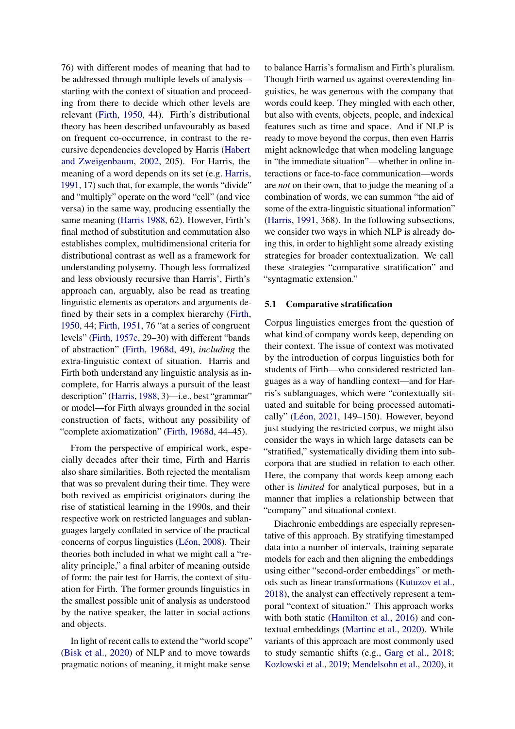76) with different modes of meaning that had to be addressed through multiple levels of analysis—starting with the context of situation and proceeding from there to decide which other levels are relevant (Firth, 1950, 44). Firth's distributional theory has been described unfavourably as based on frequent co-occurrence, in contrast to the recursive dependencies developed by Harris (Habert and Zweigenbaum, 2002, 205). For Harris, the meaning of a word depends on its set (e.g. Harris, 1991, 17) such that, for example, the words "divide" and "multiply" operate on the word "cell" (and vice versa) in the same way, producing essentially the same meaning (Harris 1988, 62). However, Firth's final method of substitution and commutation also establishes complex, multidimensional criteria for distributional contrast as well as a framework for understanding polysemy. Though less formalized and less obviously recursive than Harris', Firth's approach can, arguably, also be read as treating linguistic elements as operators and arguments defined by their sets in a complex hierarchy (Firth, 1950, 44; Firth, 1951, 76 "at a series of congruent levels" (Firth, 1957c, 29–30) with different "bands of abstraction" (Firth, 1968d, 49), *including* the extra-linguistic context of situation. Harris and Firth both understand any linguistic analysis as incomplete, for Harris always a pursuit of the least description" (Harris, 1988, 3)—i.e., best "grammar" or model—for Firth always grounded in the social construction of facts, without any possibility of "complete axiomatization" (Firth, 1968d, 44–45).

From the perspective of empirical work, especially decades after their time, Firth and Harris also share similarities. Both rejected the mentalism that was so prevalent during their time. They were both revived as empiricist originators during the rise of statistical learning in the 1990s, and their respective work on restricted languages and sublanguages largely conflated in service of the practical concerns of corpus linguistics (Léon, 2008). Their theories both included in what we might call a "reality principle," a final arbiter of meaning outside of form: the pair test for Harris, the context of situation for Firth. The former grounds linguistics in the smallest possible unit of analysis as understood by the native speaker, the latter in social actions and objects.

In light of recent calls to extend the "world scope" (Bisk et al., 2020) of NLP and to move towards pragmatic notions of meaning, it might make sense to balance Harris's formalism and Firth's pluralism. Though Firth warned us against overextending linguistics, he was generous with the company that words could keep. They mingled with each other, but also with events, objects, people, and indexical features such as time and space. And if NLP is ready to move beyond the corpus, then even Harris might acknowledge that when modeling language in "the immediate situation"—whether in online interactions or face-to-face communication—words are *not* on their own, that to judge the meaning of a combination of words, we can summon "the aid of some of the extra-linguistic situational information" (Harris, 1991, 368). In the following subsections, we consider two ways in which NLP is already doing this, in order to highlight some already existing strategies for broader contextualization. We call these strategies "comparative stratification" and "syntagmatic extension."

### 5.1 Comparative stratification

Corpus linguistics emerges from the question of what kind of company words keep, depending on their context. The issue of context was motivated by the introduction of corpus linguistics both for students of Firth—who considered restricted languages as a way of handling context—and for Harris's sublanguages, which were "contextually situated and suitable for being processed automatically" (Léon, 2021, 149–150). However, beyond just studying the restricted corpus, we might also consider the ways in which large datasets can be "stratified," systematically dividing them into subcorpora that are studied in relation to each other. Here, the company that words keep among each other is *limited* for analytical purposes, but in a manner that implies a relationship between that "company" and situational context.

Diachronic embeddings are especially representative of this approach. By stratifying timestamped data into a number of intervals, training separate models for each and then aligning the embeddings using either "second-order embeddings" or methods such as linear transformations (Kutuzov et al., 2018), the analyst can effectively represent a temporal "context of situation." This approach works with both static (Hamilton et al., 2016) and contextual embeddings (Martinc et al., 2020). While variants of this approach are most commonly used to study semantic shifts (e.g., Garg et al., 2018; Kozlowski et al., 2019; Mendelsohn et al., 2020), it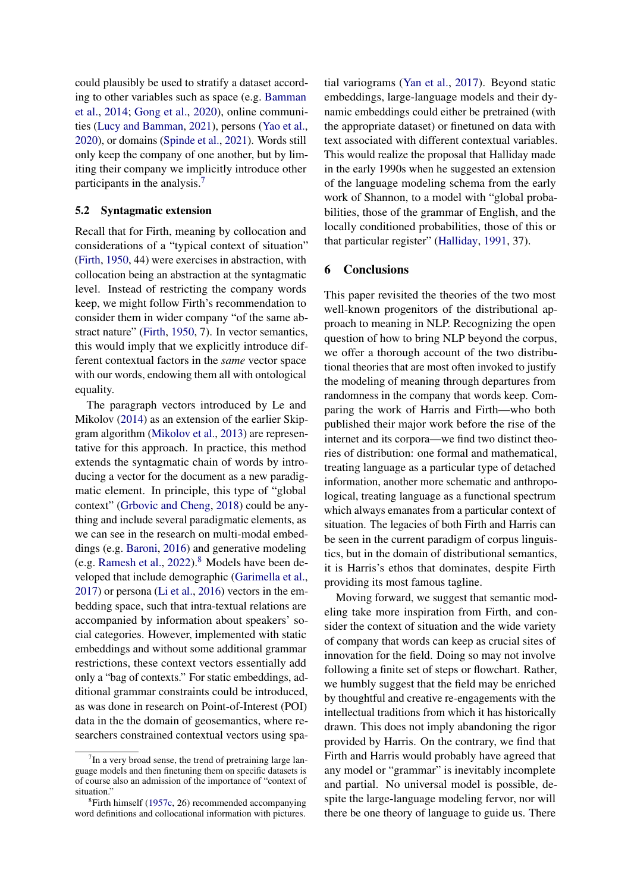could plausibly be used to stratify a dataset according to other variables such as space (e.g. Bamman et al., 2014; Gong et al., 2020), online communities (Lucy and Bamman, 2021), persons (Yao et al., 2020), or domains (Spinde et al., 2021). Words still only keep the company of one another, but by limiting their company we implicitly introduce other participants in the analysis.[7]

### 5.2 Syntagmatic extension

Recall that for Firth, meaning by collocation and considerations of a "typical context of situation" (Firth, 1950, 44) were exercises in abstraction, with collocation being an abstraction at the syntagmatic level. Instead of restricting the company words keep, we might follow Firth's recommendation to consider them in wider company "of the same abstract nature" (Firth, 1950, 7). In vector semantics, this would imply that we explicitly introduce different contextual factors in the *same* vector space with our words, endowing them all with ontological equality.

The paragraph vectors introduced by Le and Mikolov (2014) as an extension of the earlier Skip-gram algorithm (Mikolov et al., 2013) are representative for this approach. In practice, this method extends the syntagmatic chain of words by introducing a vector for the document as a new paradigmatic element. In principle, this type of "global context" (Grbovic and Cheng, 2018) could be anything and include several paradigmatic elements, as we can see in the research on multi-modal embeddings (e.g. Baroni, 2016) and generative modeling (e.g. Ramesh et al., 2022).[8] Models have been developed that include demographic (Garimella et al., 2017) or persona (Li et al., 2016) vectors in the embedding space, such that intra-textual relations are accompanied by information about speakers' social categories. However, implemented with static embeddings and without some additional grammar restrictions, these context vectors essentially add only a "bag of contexts." For static embeddings, additional grammar constraints could be introduced, as was done in research on Point-of-Interest (POI) data in the the domain of geosemantics, where researchers constrained contextual vectors using spatial variograms (Yan et al., 2017). Beyond static embeddings, large-language models and their dynamic embeddings could either be pretrained (with the appropriate dataset) or finetuned on data with text associated with different contextual variables. This would realize the proposal that Halliday made in the early 1990s when he suggested an extension of the language modeling schema from the early work of Shannon, to a model with "global probabilities, those of the grammar of English, and the locally conditioned probabilities, those of this or that particular register" (Halliday, 1991, 37).

## 6 Conclusions

This paper revisited the theories of the two most well-known progenitors of the distributional approach to meaning in NLP. Recognizing the open question of how to bring NLP beyond the corpus, we offer a thorough account of the two distributional theories that are most often invoked to justify the modeling of meaning through departures from randomness in the company that words keep. Comparing the work of Harris and Firth—who both published their major work before the rise of the internet and its corpora—we find two distinct theories of distribution: one formal and mathematical, treating language as a particular type of detached information, another more schematic and anthropological, treating language as a functional spectrum which always emanates from a particular context of situation. The legacies of both Firth and Harris can be seen in the current paradigm of corpus linguistics, but in the domain of distributional semantics, it is Harris's ethos that dominates, despite Firth providing its most famous tagline.

Moving forward, we suggest that semantic modeling take more inspiration from Firth, and consider the context of situation and the wide variety of company that words can keep as crucial sites of innovation for the field. Doing so may not involve following a finite set of steps or flowchart. Rather, we humbly suggest that the field may be enriched by thoughtful and creative re-engagements with the intellectual traditions from which it has historically drawn. This does not imply abandoning the rigor provided by Harris. On the contrary, we find that Firth and Harris would probably have agreed that any model or "grammar" is inevitably incomplete and partial. No universal model is possible, despite the large-language modeling fervor, nor will there be one theory of language to guide us. There

---

[7] In a very broad sense, the trend of pretraining large language models and then finetuning them on specific datasets is of course also an admission of the importance of "context of situation."

[8] Firth himself (1957c, 26) recommended accompanying word definitions and collocational information with pictures.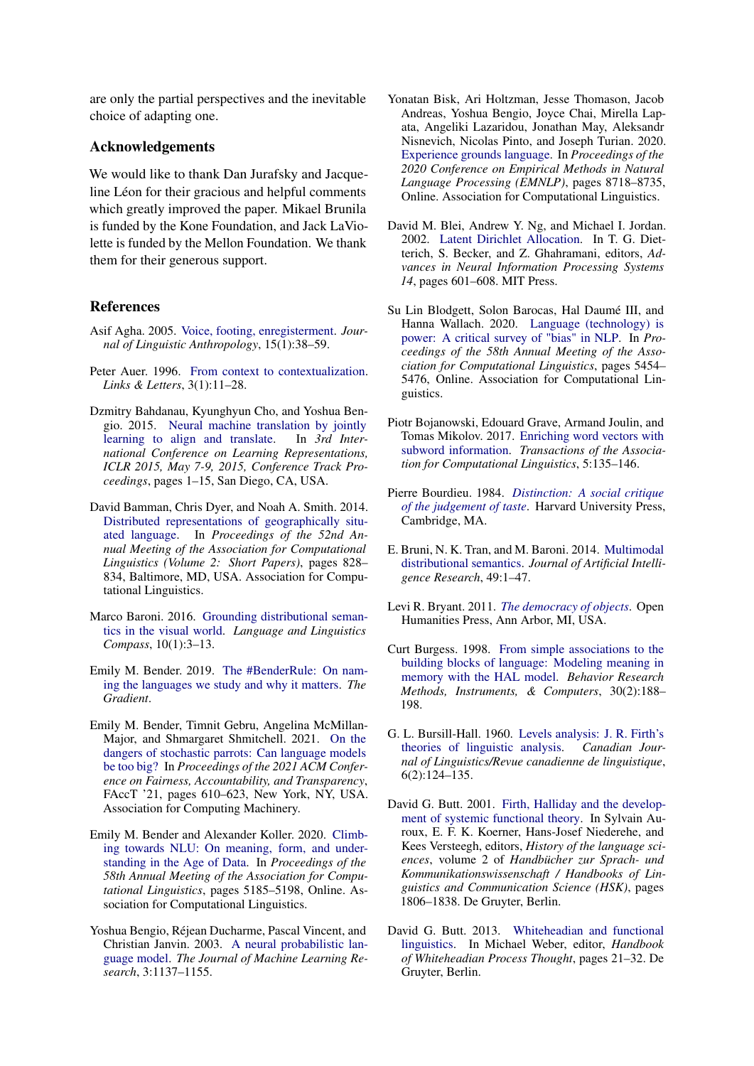are only the partial perspectives and the inevitable choice of adapting one.

## Acknowledgements

We would like to thank Dan Jurafsky and Jacqueline Léon for their gracious and helpful comments which greatly improved the paper. Mikael Brunila is funded by the Kone Foundation, and Jack LaViolette is funded by the Mellon Foundation. We thank them for their generous support.

## References

Asif Agha. 2005. Voice, footing, enregisterment. *Journal of Linguistic Anthropology*, 15(1):38–59.

Peter Auer. 1996. From context to contextualization. *Links & Letters*, 3(1):11–28.

Dzmitry Bahdanau, Kyunghyun Cho, and Yoshua Bengio. 2015. Neural machine translation by jointly learning to align and translate. In *3rd International Conference on Learning Representations, ICLR 2015, May 7-9, 2015, Conference Track Proceedings*, pages 1–15, San Diego, CA, USA.

David Bamman, Chris Dyer, and Noah A. Smith. 2014. Distributed representations of geographically situated language. In *Proceedings of the 52nd Annual Meeting of the Association for Computational Linguistics (Volume 2: Short Papers)*, pages 828–834, Baltimore, MD, USA. Association for Computational Linguistics.

Marco Baroni. 2016. Grounding distributional semantics in the visual world. *Language and Linguistics Compass*, 10(1):3–13.

Emily M. Bender. 2019. The #BenderRule: On naming the languages we study and why it matters. *The Gradient*.

Emily M. Bender, Timnit Gebru, Angelina McMillan-Major, and Shmargaret Shmitchell. 2021. On the dangers of stochastic parrots: Can language models be too big? In *Proceedings of the 2021 ACM Conference on Fairness, Accountability, and Transparency*, FAccT '21, pages 610–623, New York, NY, USA. Association for Computing Machinery.

Emily M. Bender and Alexander Koller. 2020. Climbing towards NLU: On meaning, form, and understanding in the Age of Data. In *Proceedings of the 58th Annual Meeting of the Association for Computational Linguistics*, pages 5185–5198, Online. Association for Computational Linguistics.

Yoshua Bengio, Réjean Ducharme, Pascal Vincent, and Christian Janvin. 2003. A neural probabilistic language model. *The Journal of Machine Learning Research*, 3:1137–1155.

Yonatan Bisk, Ari Holtzman, Jesse Thomason, Jacob Andreas, Yoshua Bengio, Joyce Chai, Mirella Lapata, Angeliki Lazaridou, Jonathan May, Aleksandr Nisnevich, Nicolas Pinto, and Joseph Turian. 2020. Experience grounds language. In *Proceedings of the 2020 Conference on Empirical Methods in Natural Language Processing (EMNLP)*, pages 8718–8735, Online. Association for Computational Linguistics.

David M. Blei, Andrew Y. Ng, and Michael I. Jordan. 2002. Latent Dirichlet Allocation. In T. G. Dietterich, S. Becker, and Z. Ghahramani, editors, *Advances in Neural Information Processing Systems 14*, pages 601–608. MIT Press.

Su Lin Blodgett, Solon Barocas, Hal Daumé III, and Hanna Wallach. 2020. Language (technology) is power: A critical survey of "bias" in NLP. In *Proceedings of the 58th Annual Meeting of the Association for Computational Linguistics*, pages 5454–5476, Online. Association for Computational Linguistics.

Piotr Bojanowski, Edouard Grave, Armand Joulin, and Tomas Mikolov. 2017. Enriching word vectors with subword information. *Transactions of the Association for Computational Linguistics*, 5:135–146.

Pierre Bourdieu. 1984. *Distinction: A social critique of the judgement of taste*. Harvard University Press, Cambridge, MA.

E. Bruni, N. K. Tran, and M. Baroni. 2014. Multimodal distributional semantics. *Journal of Artificial Intelligence Research*, 49:1–47.

Levi R. Bryant. 2011. *The democracy of objects*. Open Humanities Press, Ann Arbor, MI, USA.

Curt Burgess. 1998. From simple associations to the building blocks of language: Modeling meaning in memory with the HAL model. *Behavior Research Methods, Instruments, & Computers*, 30(2):188–198.

G. L. Bursill-Hall. 1960. Levels analysis: J. R. Firth's theories of linguistic analysis. *Canadian Journal of Linguistics/Revue canadienne de linguistique*, 6(2):124–135.

David G. Butt. 2001. Firth, Halliday and the development of systemic functional theory. In Sylvain Auroux, E. F. K. Koerner, Hans-Josef Niederehe, and Kees Versteegh, editors, *History of the language sciences*, volume 2 of *Handbücher zur Sprach- und Kommunikationswissenschaft / Handbooks of Linguistics and Communication Science (HSK)*, pages 1806–1838. De Gruyter, Berlin.

David G. Butt. 2013. Whiteheadian and functional linguistics. In Michael Weber, editor, *Handbook of Whiteheadian Process Thought*, pages 21–32. De Gruyter, Berlin.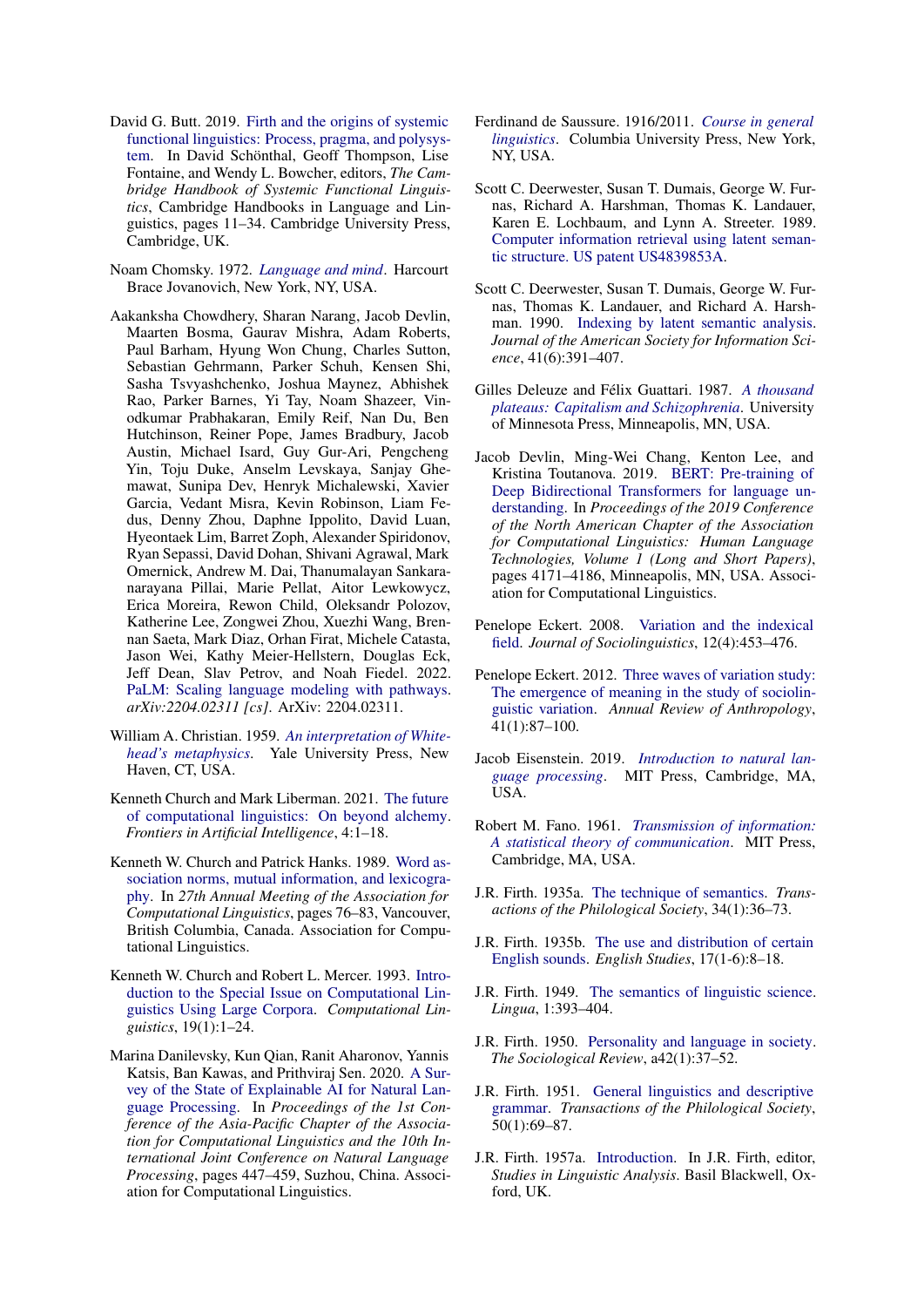David G. Butt. 2019. Firth and the origins of systemic functional linguistics: Process, pragma, and polysystem. In David Schönthal, Geoff Thompson, Lise Fontaine, and Wendy L. Bowcher, editors, *The Cambridge Handbook of Systemic Functional Linguistics*, Cambridge Handbooks in Language and Linguistics, pages 11–34. Cambridge University Press, Cambridge, UK.

Noam Chomsky. 1972. *Language and mind*. Harcourt Brace Jovanovich, New York, NY, USA.

Aakanksha Chowdhery, Sharan Narang, Jacob Devlin, Maarten Bosma, Gaurav Mishra, Adam Roberts, Paul Barham, Hyung Won Chung, Charles Sutton, Sebastian Gehrmann, Parker Schuh, Kensen Shi, Sasha Tsvyashchenko, Joshua Maynez, Abhishek Rao, Parker Barnes, Yi Tay, Noam Shazeer, Vinodkumar Prabhakaran, Emily Reif, Nan Du, Ben Hutchinson, Reiner Pope, James Bradbury, Jacob Austin, Michael Isard, Guy Gur-Ari, Pengcheng Yin, Toju Duke, Anselm Levskaya, Sanjay Ghemawat, Sunipa Dev, Henryk Michalewski, Xavier Garcia, Vedant Misra, Kevin Robinson, Liam Fedus, Denny Zhou, Daphne Ippolito, David Luan, Hyeontaek Lim, Barret Zoph, Alexander Spiridonov, Ryan Sepassi, David Dohan, Shivani Agrawal, Mark Omernick, Andrew M. Dai, Thanumalayan Sankaranarayana Pillai, Marie Pellat, Aitor Lewkowycz, Erica Moreira, Rewon Child, Oleksandr Polozov, Katherine Lee, Zongwei Zhou, Xuezhi Wang, Brennan Saeta, Mark Diaz, Orhan Firat, Michele Catasta, Jason Wei, Kathy Meier-Hellstern, Douglas Eck, Jeff Dean, Slav Petrov, and Noah Fiedel. 2022. PaLM: Scaling language modeling with pathways. *arXiv:2204.02311 [cs]*. ArXiv: 2204.02311.

William A. Christian. 1959. *An interpretation of Whitehead's metaphysics*. Yale University Press, New Haven, CT, USA.

Kenneth Church and Mark Liberman. 2021. The future of computational linguistics: On beyond alchemy. *Frontiers in Artificial Intelligence*, 4:1–18.

Kenneth W. Church and Patrick Hanks. 1989. Word association norms, mutual information, and lexicography. In *27th Annual Meeting of the Association for Computational Linguistics*, pages 76–83, Vancouver, British Columbia, Canada. Association for Computational Linguistics.

Kenneth W. Church and Robert L. Mercer. 1993. Introduction to the Special Issue on Computational Linguistics Using Large Corpora. *Computational Linguistics*, 19(1):1–24.

Marina Danilevsky, Kun Qian, Ranit Aharonov, Yannis Katsis, Ban Kawas, and Prithviraj Sen. 2020. A Survey of the State of Explainable AI for Natural Language Processing. In *Proceedings of the 1st Conference of the Asia-Pacific Chapter of the Association for Computational Linguistics and the 10th International Joint Conference on Natural Language Processing*, pages 447–459, Suzhou, China. Association for Computational Linguistics.

Ferdinand de Saussure. 1916/2011. *Course in general linguistics*. Columbia University Press, New York, NY, USA.

Scott C. Deerwester, Susan T. Dumais, George W. Furnas, Richard A. Harshman, Thomas K. Landauer, Karen E. Lochbaum, and Lynn A. Streeter. 1989. Computer information retrieval using latent semantic structure. US patent US4839853A.

Scott C. Deerwester, Susan T. Dumais, George W. Furnas, Thomas K. Landauer, and Richard A. Harshman. 1990. Indexing by latent semantic analysis. *Journal of the American Society for Information Science*, 41(6):391–407.

Gilles Deleuze and Félix Guattari. 1987. *A thousand plateaus: Capitalism and Schizophrenia*. University of Minnesota Press, Minneapolis, MN, USA.

Jacob Devlin, Ming-Wei Chang, Kenton Lee, and Kristina Toutanova. 2019. BERT: Pre-training of Deep Bidirectional Transformers for language understanding. In *Proceedings of the 2019 Conference of the North American Chapter of the Association for Computational Linguistics: Human Language Technologies, Volume 1 (Long and Short Papers)*, pages 4171–4186, Minneapolis, MN, USA. Association for Computational Linguistics.

Penelope Eckert. 2008. Variation and the indexical field. *Journal of Sociolinguistics*, 12(4):453–476.

Penelope Eckert. 2012. Three waves of variation study: The emergence of meaning in the study of sociolinguistic variation. *Annual Review of Anthropology*, 41(1):87–100.

Jacob Eisenstein. 2019. *Introduction to natural language processing*. MIT Press, Cambridge, MA, USA.

Robert M. Fano. 1961. *Transmission of information: A statistical theory of communication*. MIT Press, Cambridge, MA, USA.

J.R. Firth. 1935a. The technique of semantics. *Transactions of the Philological Society*, 34(1):36–73.

J.R. Firth. 1935b. The use and distribution of certain English sounds. *English Studies*, 17(1-6):8–18.

J.R. Firth. 1949. The semantics of linguistic science. *Lingua*, 1:393–404.

J.R. Firth. 1950. Personality and language in society. *The Sociological Review*, a42(1):37–52.

J.R. Firth. 1951. General linguistics and descriptive grammar. *Transactions of the Philological Society*, 50(1):69–87.

J.R. Firth. 1957a. Introduction. In J.R. Firth, editor, *Studies in Linguistic Analysis*. Basil Blackwell, Oxford, UK.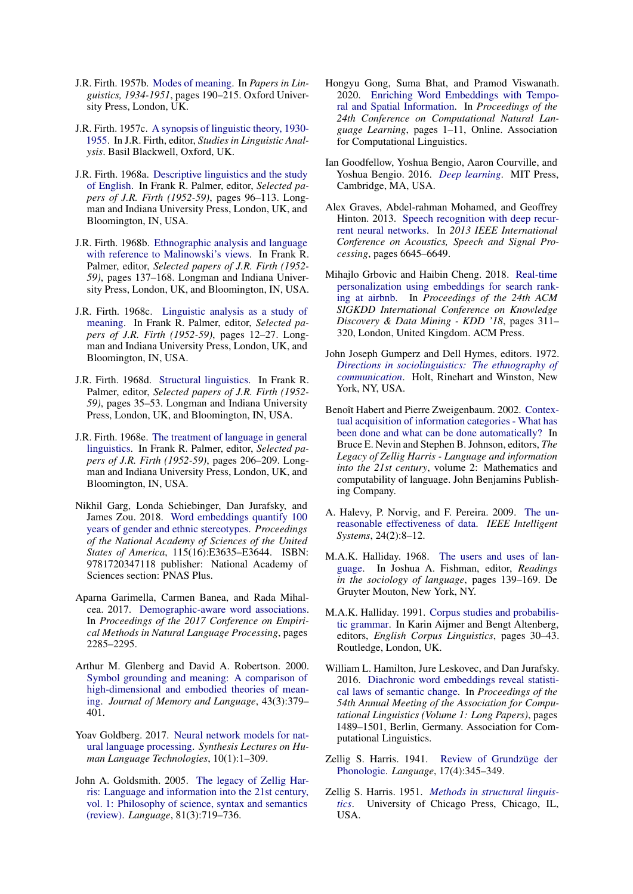J.R. Firth. 1957b. Modes of meaning. In *Papers in Linguistics, 1934-1951*, pages 190–215. Oxford University Press, London, UK.

J.R. Firth. 1957c. A synopsis of linguistic theory, 1930-1955. In J.R. Firth, editor, *Studies in Linguistic Analysis*. Basil Blackwell, Oxford, UK.

J.R. Firth. 1968a. Descriptive linguistics and the study of English. In Frank R. Palmer, editor, *Selected papers of J.R. Firth (1952-59)*, pages 96–113. Longman and Indiana University Press, London, UK, and Bloomington, IN, USA.

J.R. Firth. 1968b. Ethnographic analysis and language with reference to Malinowski's views. In Frank R. Palmer, editor, *Selected papers of J.R. Firth (1952-59)*, pages 137–168. Longman and Indiana University Press, London, UK, and Bloomington, IN, USA.

J.R. Firth. 1968c. Linguistic analysis as a study of meaning. In Frank R. Palmer, editor, *Selected papers of J.R. Firth (1952-59)*, pages 12–27. Longman and Indiana University Press, London, UK, and Bloomington, IN, USA.

J.R. Firth. 1968d. Structural linguistics. In Frank R. Palmer, editor, *Selected papers of J.R. Firth (1952-59)*, pages 35–53. Longman and Indiana University Press, London, UK, and Bloomington, IN, USA.

J.R. Firth. 1968e. The treatment of language in general linguistics. In Frank R. Palmer, editor, *Selected papers of J.R. Firth (1952-59)*, pages 206–209. Longman and Indiana University Press, London, UK, and Bloomington, IN, USA.

Nikhil Garg, Londa Schiebinger, Dan Jurafsky, and James Zou. 2018. Word embeddings quantify 100 years of gender and ethnic stereotypes. *Proceedings of the National Academy of Sciences of the United States of America*, 115(16):E3635–E3644. ISBN: 9781720347118 publisher: National Academy of Sciences section: PNAS Plus.

Aparna Garimella, Carmen Banea, and Rada Mihalcea. 2017. Demographic-aware word associations. In *Proceedings of the 2017 Conference on Empirical Methods in Natural Language Processing*, pages 2285–2295.

Arthur M. Glenberg and David A. Robertson. 2000. Symbol grounding and meaning: A comparison of high-dimensional and embodied theories of meaning. *Journal of Memory and Language*, 43(3):379–401.

Yoav Goldberg. 2017. Neural network models for natural language processing. *Synthesis Lectures on Human Language Technologies*, 10(1):1–309.

John A. Goldsmith. 2005. The legacy of Zellig Harris: Language and information into the 21st century, vol. 1: Philosophy of science, syntax and semantics (review). *Language*, 81(3):719–736.

Hongyu Gong, Suma Bhat, and Pramod Viswanath. 2020. Enriching Word Embeddings with Temporal and Spatial Information. In *Proceedings of the 24th Conference on Computational Natural Language Learning*, pages 1–11, Online. Association for Computational Linguistics.

Ian Goodfellow, Yoshua Bengio, Aaron Courville, and Yoshua Bengio. 2016. *Deep learning*. MIT Press, Cambridge, MA, USA.

Alex Graves, Abdel-rahman Mohamed, and Geoffrey Hinton. 2013. Speech recognition with deep recurrent neural networks. In *2013 IEEE International Conference on Acoustics, Speech and Signal Processing*, pages 6645–6649.

Mihajlo Grbovic and Haibin Cheng. 2018. Real-time personalization using embeddings for search ranking at airbnb. In *Proceedings of the 24th ACM SIGKDD International Conference on Knowledge Discovery & Data Mining - KDD '18*, pages 311–320, London, United Kingdom. ACM Press.

John Joseph Gumperz and Dell Hymes, editors. 1972. *Directions in sociolinguistics: The ethnography of communication*. Holt, Rinehart and Winston, New York, NY, USA.

Benoît Habert and Pierre Zweigenbaum. 2002. Contextual acquisition of information categories - What has been done and what can be done automatically? In Bruce E. Nevin and Stephen B. Johnson, editors, *The Legacy of Zellig Harris - Language and information into the 21st century*, volume 2: Mathematics and computability of language. John Benjamins Publishing Company.

A. Halevy, P. Norvig, and F. Pereira. 2009. The unreasonable effectiveness of data. *IEEE Intelligent Systems*, 24(2):8–12.

M.A.K. Halliday. 1968. The users and uses of language. In Joshua A. Fishman, editor, *Readings in the sociology of language*, pages 139–169. De Gruyter Mouton, New York, NY.

M.A.K. Halliday. 1991. Corpus studies and probabilistic grammar. In Karin Aijmer and Bengt Altenberg, editors, *English Corpus Linguistics*, pages 30–43. Routledge, London, UK.

William L. Hamilton, Jure Leskovec, and Dan Jurafsky. 2016. Diachronic word embeddings reveal statistical laws of semantic change. In *Proceedings of the 54th Annual Meeting of the Association for Computational Linguistics (Volume 1: Long Papers)*, pages 1489–1501, Berlin, Germany. Association for Computational Linguistics.

Zellig S. Harris. 1941. Review of Grundzüge der Phonologie. *Language*, 17(4):345–349.

Zellig S. Harris. 1951. *Methods in structural linguistics*. University of Chicago Press, Chicago, IL, USA.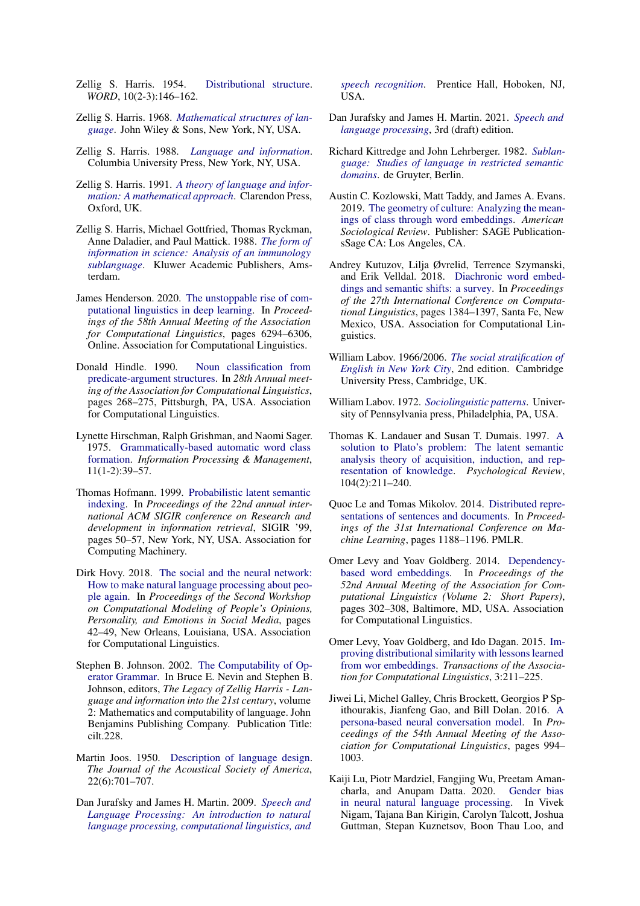Zellig S. Harris. 1954. Distributional structure. *WORD*, 10(2-3):146–162.

Zellig S. Harris. 1968. *Mathematical structures of language*. John Wiley & Sons, New York, NY, USA.

Zellig S. Harris. 1988. *Language and information*. Columbia University Press, New York, NY, USA.

Zellig S. Harris. 1991. *A theory of language and information: A mathematical approach*. Clarendon Press, Oxford, UK.

Zellig S. Harris, Michael Gottfried, Thomas Ryckman, Anne Daladier, and Paul Mattick. 1988. *The form of information in science: Analysis of an immunology sublanguage*. Kluwer Academic Publishers, Amsterdam.

James Henderson. 2020. The unstoppable rise of computational linguistics in deep learning. In *Proceedings of the 58th Annual Meeting of the Association for Computational Linguistics*, pages 6294–6306, Online. Association for Computational Linguistics.

Donald Hindle. 1990. Noun classification from predicate-argument structures. In *28th Annual meeting of the Association for Computational Linguistics*, pages 268–275, Pittsburgh, PA, USA. Association for Computational Linguistics.

Lynette Hirschman, Ralph Grishman, and Naomi Sager. 1975. Grammatically-based automatic word class formation. *Information Processing & Management*, 11(1-2):39–57.

Thomas Hofmann. 1999. Probabilistic latent semantic indexing. In *Proceedings of the 22nd annual international ACM SIGIR conference on Research and development in information retrieval*, SIGIR '99, pages 50–57, New York, NY, USA. Association for Computing Machinery.

Dirk Hovy. 2018. The social and the neural network: How to make natural language processing about people again. In *Proceedings of the Second Workshop on Computational Modeling of People's Opinions, Personality, and Emotions in Social Media*, pages 42–49, New Orleans, Louisiana, USA. Association for Computational Linguistics.

Stephen B. Johnson. 2002. The Computability of Operator Grammar. In Bruce E. Nevin and Stephen B. Johnson, editors, *The Legacy of Zellig Harris - Language and information into the 21st century*, volume 2: Mathematics and computability of language. John Benjamins Publishing Company. Publication Title: cilt.228.

Martin Joos. 1950. Description of language design. *The Journal of the Acoustical Society of America*, 22(6):701–707.

Dan Jurafsky and James H. Martin. 2009. *Speech and Language Processing: An introduction to natural language processing, computational linguistics, and speech recognition*. Prentice Hall, Hoboken, NJ, USA.

Dan Jurafsky and James H. Martin. 2021. *Speech and language processing*, 3rd (draft) edition.

Richard Kittredge and John Lehrberger. 1982. *Sublanguage: Studies of language in restricted semantic domains*. de Gruyter, Berlin.

Austin C. Kozlowski, Matt Taddy, and James A. Evans. 2019. The geometry of culture: Analyzing the meanings of class through word embeddings. *American Sociological Review*. Publisher: SAGE PublicationssSage CA: Los Angeles, CA.

Andrey Kutuzov, Lilja Øvrelid, Terrence Szymanski, and Erik Velldal. 2018. Diachronic word embeddings and semantic shifts: a survey. In *Proceedings of the 27th International Conference on Computational Linguistics*, pages 1384–1397, Santa Fe, New Mexico, USA. Association for Computational Linguistics.

William Labov. 1966/2006. *The social stratification of English in New York City*, 2nd edition. Cambridge University Press, Cambridge, UK.

William Labov. 1972. *Sociolinguistic patterns*. University of Pennsylvania press, Philadelphia, PA, USA.

Thomas K. Landauer and Susan T. Dumais. 1997. A solution to Plato's problem: The latent semantic analysis theory of acquisition, induction, and representation of knowledge. *Psychological Review*, 104(2):211–240.

Quoc Le and Tomas Mikolov. 2014. Distributed representations of sentences and documents. In *Proceedings of the 31st International Conference on Machine Learning*, pages 1188–1196. PMLR.

Omer Levy and Yoav Goldberg. 2014. Dependency-based word embeddings. In *Proceedings of the 52nd Annual Meeting of the Association for Computational Linguistics (Volume 2: Short Papers)*, pages 302–308, Baltimore, MD, USA. Association for Computational Linguistics.

Omer Levy, Yoav Goldberg, and Ido Dagan. 2015. Improving distributional similarity with lessons learned from wor embeddings. *Transactions of the Association for Computational Linguistics*, 3:211–225.

Jiwei Li, Michel Galley, Chris Brockett, Georgios P Spithourakis, Jianfeng Gao, and Bill Dolan. 2016. A persona-based neural conversation model. In *Proceedings of the 54th Annual Meeting of the Association for Computational Linguistics*, pages 994–1003.

Kaiji Lu, Piotr Mardziel, Fangjing Wu, Preetam Amancharla, and Anupam Datta. 2020. Gender bias in neural natural language processing. In Vivek Nigam, Tajana Ban Kirigin, Carolyn Talcott, Joshua Guttman, Stepan Kuznetsov, Boon Thau Loo, and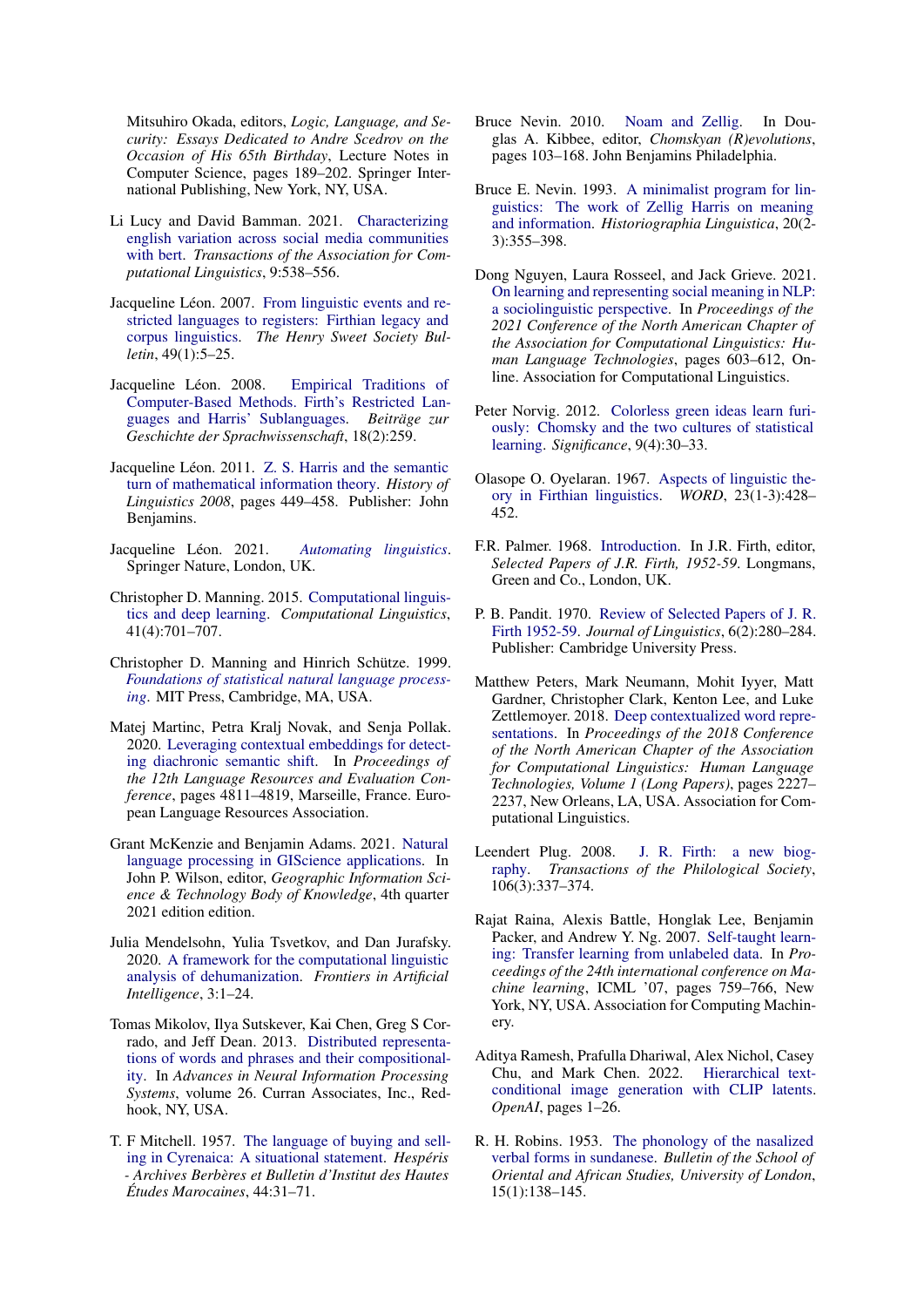Mitsuhiro Okada, editors, *Logic, Language, and Security: Essays Dedicated to Andre Scedrov on the Occasion of His 65th Birthday*, Lecture Notes in Computer Science, pages 189–202. Springer International Publishing, New York, NY, USA.

Li Lucy and David Bamman. 2021. Characterizing english variation across social media communities with bert. *Transactions of the Association for Computational Linguistics*, 9:538–556.

Jacqueline Léon. 2007. From linguistic events and restricted languages to registers: Firthian legacy and corpus linguistics. *The Henry Sweet Society Bulletin*, 49(1):5–25.

Jacqueline Léon. 2008. Empirical Traditions of Computer-Based Methods. Firth's Restricted Languages and Harris' Sublanguages. *Beiträge zur Geschichte der Sprachwissenschaft*, 18(2):259.

Jacqueline Léon. 2011. Z. S. Harris and the semantic turn of mathematical information theory. *History of Linguistics 2008*, pages 449–458. Publisher: John Benjamins.

Jacqueline Léon. 2021. *Automating linguistics*. Springer Nature, London, UK.

Christopher D. Manning. 2015. Computational linguistics and deep learning. *Computational Linguistics*, 41(4):701–707.

Christopher D. Manning and Hinrich Schütze. 1999. *Foundations of statistical natural language processing*. MIT Press, Cambridge, MA, USA.

Matej Martinc, Petra Kralj Novak, and Senja Pollak. 2020. Leveraging contextual embeddings for detecting diachronic semantic shift. In *Proceedings of the 12th Language Resources and Evaluation Conference*, pages 4811–4819, Marseille, France. European Language Resources Association.

Grant McKenzie and Benjamin Adams. 2021. Natural language processing in GIScience applications. In John P. Wilson, editor, *Geographic Information Science & Technology Body of Knowledge*, 4th quarter 2021 edition edition.

Julia Mendelsohn, Yulia Tsvetkov, and Dan Jurafsky. 2020. A framework for the computational linguistic analysis of dehumanization. *Frontiers in Artificial Intelligence*, 3:1–24.

Tomas Mikolov, Ilya Sutskever, Kai Chen, Greg S Corrado, and Jeff Dean. 2013. Distributed representations of words and phrases and their compositionality. In *Advances in Neural Information Processing Systems*, volume 26. Curran Associates, Inc., Redhook, NY, USA.

T. F Mitchell. 1957. The language of buying and selling in Cyrenaica: A situational statement. *Hespéris - Archives Berbères et Bulletin d'Institut des Hautes Études Marocaines*, 44:31–71.

Bruce Nevin. 2010. Noam and Zellig. In Douglas A. Kibbee, editor, *Chomskyan (R)evolutions*, pages 103–168. John Benjamins Philadelphia.

Bruce E. Nevin. 1993. A minimalist program for linguistics: The work of Zellig Harris on meaning and information. *Historiographia Linguistica*, 20(2-3):355–398.

Dong Nguyen, Laura Rosseel, and Jack Grieve. 2021. On learning and representing social meaning in NLP: a sociolinguistic perspective. In *Proceedings of the 2021 Conference of the North American Chapter of the Association for Computational Linguistics: Human Language Technologies*, pages 603–612, Online. Association for Computational Linguistics.

Peter Norvig. 2012. Colorless green ideas learn furiously: Chomsky and the two cultures of statistical learning. *Significance*, 9(4):30–33.

Olasope O. Oyelaran. 1967. Aspects of linguistic theory in Firthian linguistics. *WORD*, 23(1-3):428–452.

F.R. Palmer. 1968. Introduction. In J.R. Firth, editor, *Selected Papers of J.R. Firth, 1952-59*. Longmans, Green and Co., London, UK.

P. B. Pandit. 1970. Review of Selected Papers of J. R. Firth 1952-59. *Journal of Linguistics*, 6(2):280–284. Publisher: Cambridge University Press.

Matthew Peters, Mark Neumann, Mohit Iyyer, Matt Gardner, Christopher Clark, Kenton Lee, and Luke Zettlemoyer. 2018. Deep contextualized word representations. In *Proceedings of the 2018 Conference of the North American Chapter of the Association for Computational Linguistics: Human Language Technologies, Volume 1 (Long Papers)*, pages 2227–2237, New Orleans, LA, USA. Association for Computational Linguistics.

Leendert Plug. 2008. J. R. Firth: a new biography. *Transactions of the Philological Society*, 106(3):337–374.

Rajat Raina, Alexis Battle, Honglak Lee, Benjamin Packer, and Andrew Y. Ng. 2007. Self-taught learning: Transfer learning from unlabeled data. In *Proceedings of the 24th international conference on Machine learning*, ICML '07, pages 759–766, New York, NY, USA. Association for Computing Machinery.

Aditya Ramesh, Prafulla Dhariwal, Alex Nichol, Casey Chu, and Mark Chen. 2022. Hierarchical text-conditional image generation with CLIP latents. *OpenAI*, pages 1–26.

R. H. Robins. 1953. The phonology of the nasalized verbal forms in sundanese. *Bulletin of the School of Oriental and African Studies, University of London*, 15(1):138–145.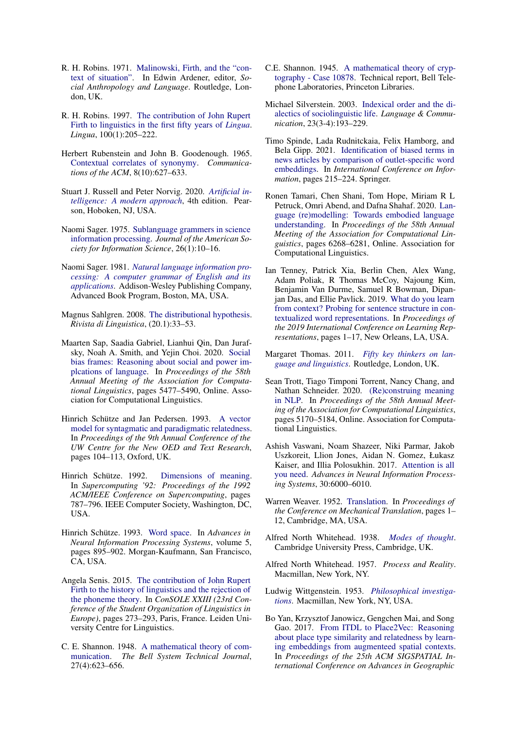R. H. Robins. 1971. Malinowski, Firth, and the "context of situation". In Edwin Ardener, editor, *Social Anthropology and Language*. Routledge, London, UK.

R. H. Robins. 1997. The contribution of John Rupert Firth to linguistics in the first fifty years of *Lingua*. *Lingua*, 100(1):205–222.

Herbert Rubenstein and John B. Goodenough. 1965. Contextual correlates of synonymy. *Communications of the ACM*, 8(10):627–633.

Stuart J. Russell and Peter Norvig. 2020. *Artificial intelligence: A modern approach*, 4th edition. Pearson, Hoboken, NJ, USA.

Naomi Sager. 1975. Sublanguage grammers in science information processing. *Journal of the American Society for Information Science*, 26(1):10–16.

Naomi Sager. 1981. *Natural language information processing: A computer grammar of English and its applications*. Addison-Wesley Publishing Company, Advanced Book Program, Boston, MA, USA.

Magnus Sahlgren. 2008. The distributional hypothesis. *Rivista di Linguistica*, (20.1):33–53.

Maarten Sap, Saadia Gabriel, Lianhui Qin, Dan Jurafsky, Noah A. Smith, and Yejin Choi. 2020. Social bias frames: Reasoning about social and power implcations of language. In *Proceedings of the 58th Annual Meeting of the Association for Computational Linguistics*, pages 5477–5490, Online. Association for Computational Linguistics.

Hinrich Schütze and Jan Pedersen. 1993. A vector model for syntagmatic and paradigmatic relatedness. In *Proceedings of the 9th Annual Conference of the UW Centre for the New OED and Text Research*, pages 104–113, Oxford, UK.

Hinrich Schütze. 1992. Dimensions of meaning. In *Supercomputing '92: Proceedings of the 1992 ACM/IEEE Conference on Supercomputing*, pages 787–796. IEEE Computer Society, Washington, DC, USA.

Hinrich Schütze. 1993. Word space. In *Advances in Neural Information Processing Systems*, volume 5, pages 895–902. Morgan-Kaufmann, San Francisco, CA, USA.

Angela Senis. 2015. The contribution of John Rupert Firth to the history of linguistics and the rejection of the phoneme theory. In *ConSOLE XXIII (23rd Conference of the Student Organization of Linguistics in Europe)*, pages 273–293, Paris, France. Leiden University Centre for Linguistics.

C. E. Shannon. 1948. A mathematical theory of communication. *The Bell System Technical Journal*, 27(4):623–656.

C.E. Shannon. 1945. A mathematical theory of cryptography - Case 10878. Technical report, Bell Telephone Laboratories, Princeton Libraries.

Michael Silverstein. 2003. Indexical order and the dialectics of sociolinguistic life. *Language & Communication*, 23(3-4):193–229.

Timo Spinde, Lada Rudnitckaia, Felix Hamborg, and Bela Gipp. 2021. Identification of biased terms in news articles by comparison of outlet-specific word embeddings. In *International Conference on Information*, pages 215–224. Springer.

Ronen Tamari, Chen Shani, Tom Hope, Miriam R L Petruck, Omri Abend, and Dafna Shahaf. 2020. Language (re)modelling: Towards embodied language understanding. In *Proceedings of the 58th Annual Meeting of the Association for Computational Linguistics*, pages 6268–6281, Online. Association for Computational Linguistics.

Ian Tenney, Patrick Xia, Berlin Chen, Alex Wang, Adam Poliak, R Thomas McCoy, Najoung Kim, Benjamin Van Durme, Samuel R Bowman, Dipanjan Das, and Ellie Pavlick. 2019. What do you learn from context? Probing for sentence structure in contextualized word representations. In *Proceedings of the 2019 International Conference on Learning Representations*, pages 1–17, New Orleans, LA, USA.

Margaret Thomas. 2011. *Fifty key thinkers on language and linguistics*. Routledge, London, UK.

Sean Trott, Tiago Timponi Torrent, Nancy Chang, and Nathan Schneider. 2020. (Re)construing meaning in NLP. In *Proceedings of the 58th Annual Meeting of the Association for Computational Linguistics*, pages 5170–5184, Online. Association for Computational Linguistics.

Ashish Vaswani, Noam Shazeer, Niki Parmar, Jakob Uszkoreit, Llion Jones, Aidan N. Gomez, Łukasz Kaiser, and Illia Polosukhin. 2017. Attention is all you need. *Advances in Neural Information Processing Systems*, 30:6000–6010.

Warren Weaver. 1952. Translation. In *Proceedings of the Conference on Mechanical Translation*, pages 1–12, Cambridge, MA, USA.

Alfred North Whitehead. 1938. *Modes of thought*. Cambridge University Press, Cambridge, UK.

Alfred North Whitehead. 1957. *Process and Reality*. Macmillan, New York, NY.

Ludwig Wittgenstein. 1953. *Philosophical investigations*. Macmillan, New York, NY, USA.

Bo Yan, Krzysztof Janowicz, Gengchen Mai, and Song Gao. 2017. From ITDL to Place2Vec: Reasoning about place type similarity and relatedness by learning embeddings from augmented spatial contexts. In *Proceedings of the 25th ACM SIGSPATIAL International Conference on Advances in Geographic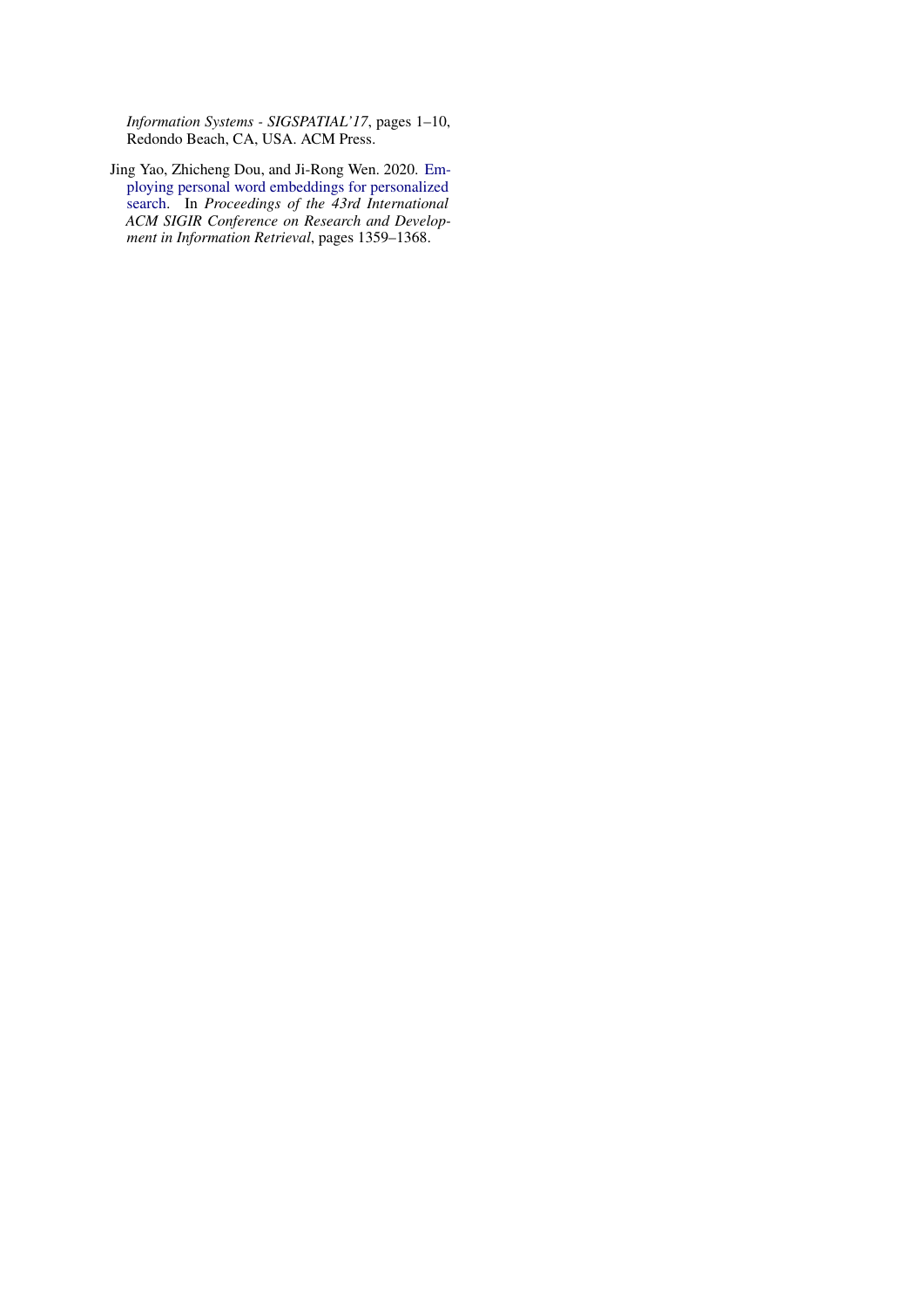*Information Systems - SIGSPATIAL'17*, pages 1–10, Redondo Beach, CA, USA. ACM Press.

Jing Yao, Zhicheng Dou, and Ji-Rong Wen. 2020. Employing personal word embeddings for personalized search. In *Proceedings of the 43rd International ACM SIGIR Conference on Research and Development in Information Retrieval*, pages 1359–1368.